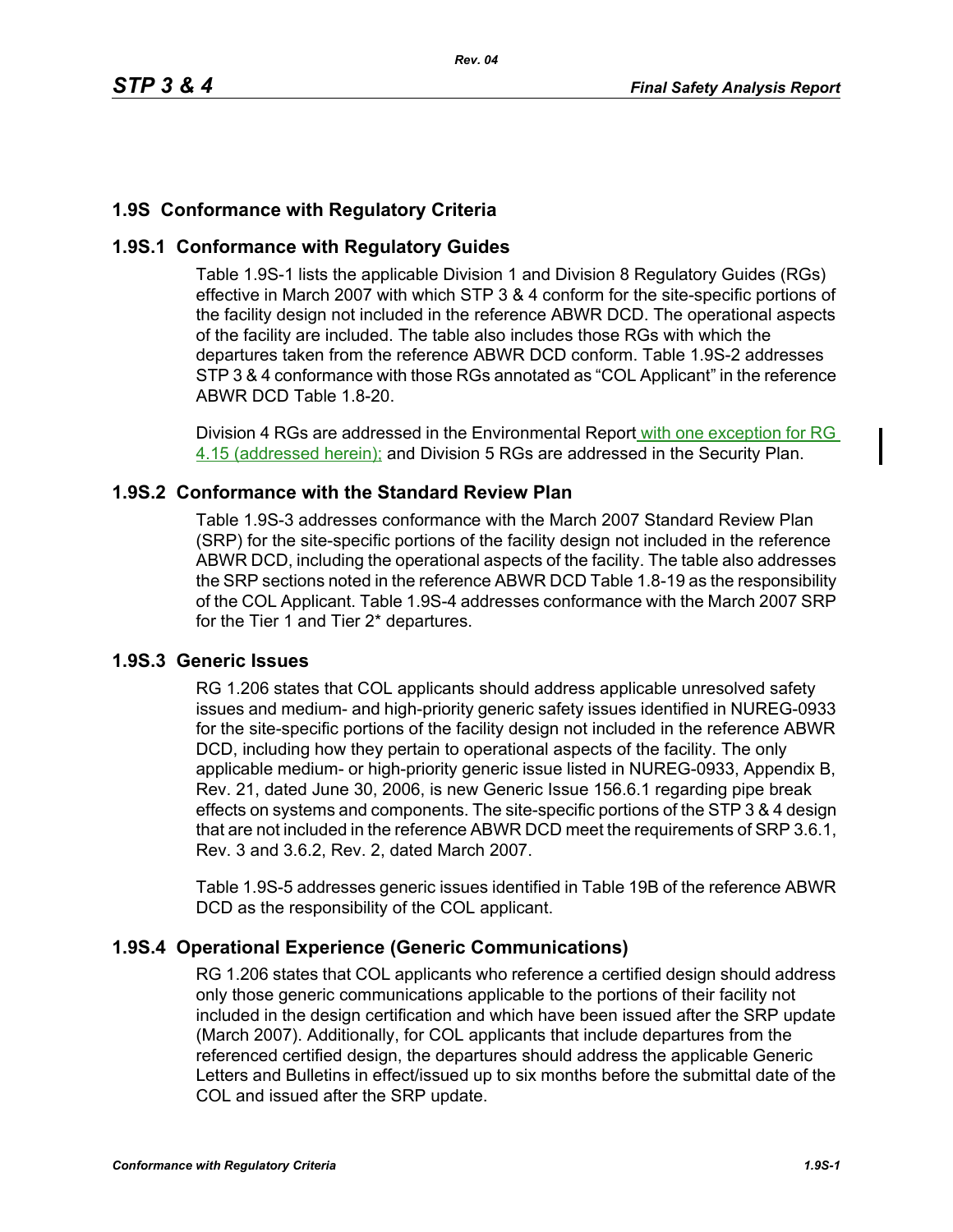## 1.9S Conformance with Regulatory Criteria

### 1.9S.1 Conformance with Regulatory Guides

Table 1.9S-1 lists the applicable Division 1 and Division 8 Regulatory Guides (RGs) effective in March 2007 with which STP 3 & 4 conform for the site-specific portions of the facility design not included in the reference ABWR DCD. The operational aspects of the facility are included. The table also includes those RGs with which the departures taken from the reference ABWR DCD conform. Table 1.9S-2 addresses STP 3 & 4 conformance with those RGs annotated as "COL Applicant" in the reference ABWR DCD Table 1.8-20.

Division 4 RGs are addressed in the Environmental Report with one exception for RG 4.15 (addressed herein); and Division 5 RGs are addressed in the Security Plan.

### 1.9S.2 Conformance with the Standard Review Plan

Table 1.9S-3 addresses conformance with the March 2007 Standard Review Plan (SRP) for the site-specific portions of the facility design not included in the reference ABWR DCD, including the operational aspects of the facility. The table also addresses the SRP sections noted in the reference ABWR DCD Table 1.8-19 as the responsibility of the COL Applicant. Table 1.9S-4 addresses conformance with the March 2007 SRP for the Tier 1 and Tier 2* departures.

### 1.9S.3 Generic Issues

RG 1.206 states that COL applicants should address applicable unresolved safety issues and medium- and high-priority generic safety issues identified in NUREG-0933 for the site-specific portions of the facility design not included in the reference ABWR DCD, including how they pertain to operational aspects of the facility. The only applicable medium- or high-priority generic issue listed in NUREG-0933, Appendix B, Rev. 21, dated June 30, 2006, is new Generic Issue 156.6.1 regarding pipe break effects on systems and components. The site-specific portions of the STP 3 & 4 design that are not included in the reference ABWR DCD meet the requirements of SRP 3.6.1, Rev. 3 and 3.6.2, Rev. 2, dated March 2007.

Table 1.9S-5 addresses generic issues identified in Table 19B of the reference ABWR DCD as the responsibility of the COL applicant.

### 1.9S.4 Operational Experience (Generic Communications)

RG 1.206 states that COL applicants who reference a certified design should address only those generic communications applicable to the portions of their facility not included in the design certification and which have been issued after the SRP update (March 2007). Additionally, for COL applicants that include departures from the referenced certified design, the departures should address the applicable Generic Letters and Bulletins in effect/issued up to six months before the submittal date of the COL and issued after the SRP update.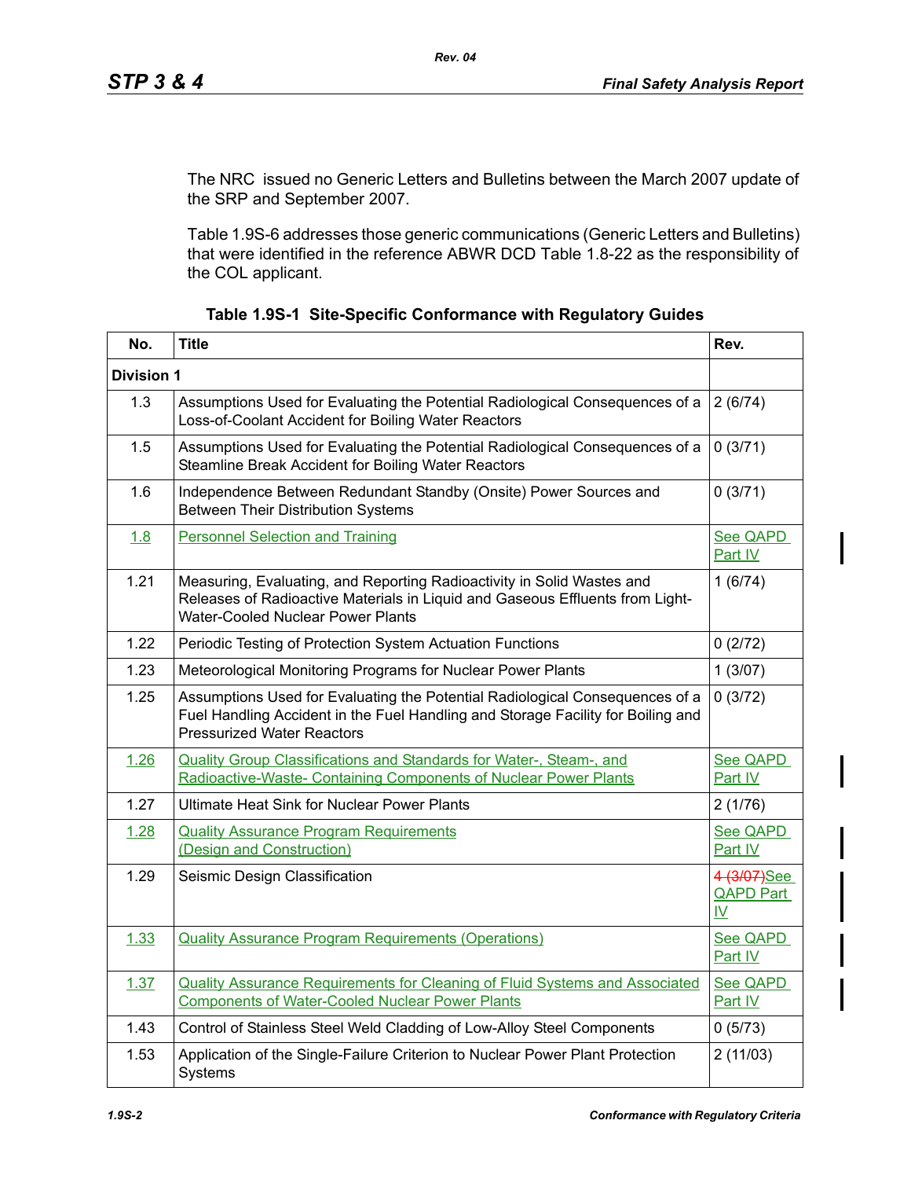The NRC issued no Generic Letters and Bulletins between the March 2007 update of the SRP and September 2007.

Table 1.9S-6 addresses those generic communications (Generic Letters and Bulletins) that were identified in the reference ABWR DCD Table 1.8-22 as the responsibility of the COL applicant.

**Table 1.9S-1 Site-Specific Conformance with Regulatory Guides**

| No. | Title | Rev. |
|---|---|---|
| **Division 1** | | |
| 1.3 | Assumptions Used for Evaluating the Potential Radiological Consequences of a Loss-of-Coolant Accident for Boiling Water Reactors | 2 (6/74) |
| 1.5 | Assumptions Used for Evaluating the Potential Radiological Consequences of a Steamline Break Accident for Boiling Water Reactors | 0 (3/71) |
| 1.6 | Independence Between Redundant Standby (Onsite) Power Sources and Between Their Distribution Systems | 0 (3/71) |
| 1.8 | Personnel Selection and Training | See QAPD Part IV |
| 1.21 | Measuring, Evaluating, and Reporting Radioactivity in Solid Wastes and Releases of Radioactive Materials in Liquid and Gaseous Effluents from Light-Water-Cooled Nuclear Power Plants | 1 (6/74) |
| 1.22 | Periodic Testing of Protection System Actuation Functions | 0 (2/72) |
| 1.23 | Meteorological Monitoring Programs for Nuclear Power Plants | 1 (3/07) |
| 1.25 | Assumptions Used for Evaluating the Potential Radiological Consequences of a Fuel Handling Accident in the Fuel Handling and Storage Facility for Boiling and Pressurized Water Reactors | 0 (3/72) |
| 1.26 | Quality Group Classifications and Standards for Water-, Steam-, and Radioactive-Waste- Containing Components of Nuclear Power Plants | See QAPD Part IV |
| 1.27 | Ultimate Heat Sink for Nuclear Power Plants | 2 (1/76) |
| 1.28 | Quality Assurance Program Requirements (Design and Construction) | See QAPD Part IV |
| 1.29 | Seismic Design Classification | ~~4 (3/07)~~See QAPD Part IV |
| 1.33 | Quality Assurance Program Requirements (Operations) | See QAPD Part IV |
| 1.37 | Quality Assurance Requirements for Cleaning of Fluid Systems and Associated Components of Water-Cooled Nuclear Power Plants | See QAPD Part IV |
| 1.43 | Control of Stainless Steel Weld Cladding of Low-Alloy Steel Components | 0 (5/73) |
| 1.53 | Application of the Single-Failure Criterion to Nuclear Power Plant Protection Systems | 2 (11/03) |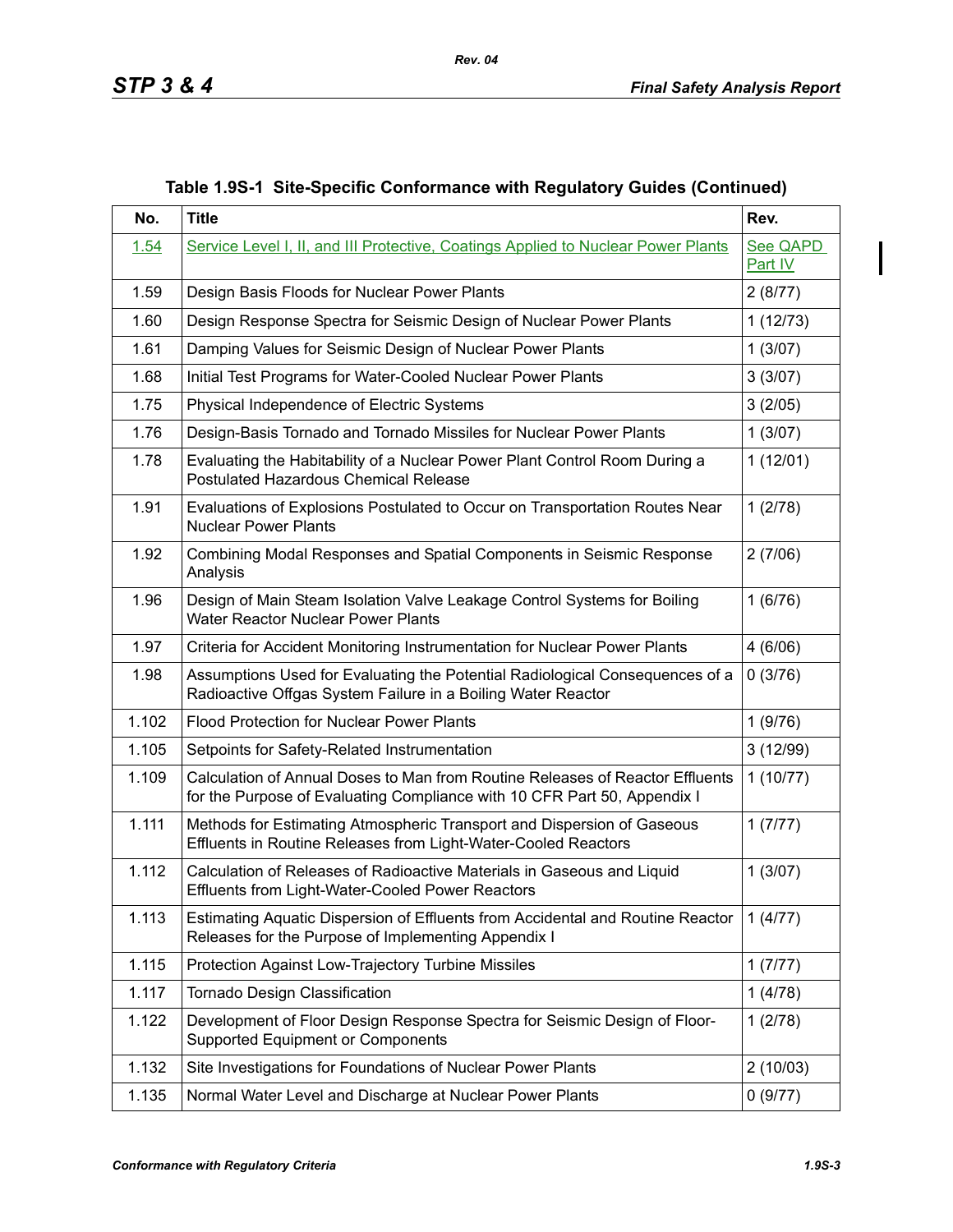## Table 1.9S-1 Site-Specific Conformance with Regulatory Guides (Continued)

| No. | Title | Rev. |
|---|---|---|
| 1.54 | Service Level I, II, and III Protective, Coatings Applied to Nuclear Power Plants | See QAPD Part IV |
| 1.59 | Design Basis Floods for Nuclear Power Plants | 2 (8/77) |
| 1.60 | Design Response Spectra for Seismic Design of Nuclear Power Plants | 1 (12/73) |
| 1.61 | Damping Values for Seismic Design of Nuclear Power Plants | 1 (3/07) |
| 1.68 | Initial Test Programs for Water-Cooled Nuclear Power Plants | 3 (3/07) |
| 1.75 | Physical Independence of Electric Systems | 3 (2/05) |
| 1.76 | Design-Basis Tornado and Tornado Missiles for Nuclear Power Plants | 1 (3/07) |
| 1.78 | Evaluating the Habitability of a Nuclear Power Plant Control Room During a Postulated Hazardous Chemical Release | 1 (12/01) |
| 1.91 | Evaluations of Explosions Postulated to Occur on Transportation Routes Near Nuclear Power Plants | 1 (2/78) |
| 1.92 | Combining Modal Responses and Spatial Components in Seismic Response Analysis | 2 (7/06) |
| 1.96 | Design of Main Steam Isolation Valve Leakage Control Systems for Boiling Water Reactor Nuclear Power Plants | 1 (6/76) |
| 1.97 | Criteria for Accident Monitoring Instrumentation for Nuclear Power Plants | 4 (6/06) |
| 1.98 | Assumptions Used for Evaluating the Potential Radiological Consequences of a Radioactive Offgas System Failure in a Boiling Water Reactor | 0 (3/76) |
| 1.102 | Flood Protection for Nuclear Power Plants | 1 (9/76) |
| 1.105 | Setpoints for Safety-Related Instrumentation | 3 (12/99) |
| 1.109 | Calculation of Annual Doses to Man from Routine Releases of Reactor Effluents for the Purpose of Evaluating Compliance with 10 CFR Part 50, Appendix I | 1 (10/77) |
| 1.111 | Methods for Estimating Atmospheric Transport and Dispersion of Gaseous Effluents in Routine Releases from Light-Water-Cooled Reactors | 1 (7/77) |
| 1.112 | Calculation of Releases of Radioactive Materials in Gaseous and Liquid Effluents from Light-Water-Cooled Power Reactors | 1 (3/07) |
| 1.113 | Estimating Aquatic Dispersion of Effluents from Accidental and Routine Reactor Releases for the Purpose of Implementing Appendix I | 1 (4/77) |
| 1.115 | Protection Against Low-Trajectory Turbine Missiles | 1 (7/77) |
| 1.117 | Tornado Design Classification | 1 (4/78) |
| 1.122 | Development of Floor Design Response Spectra for Seismic Design of Floor-Supported Equipment or Components | 1 (2/78) |
| 1.132 | Site Investigations for Foundations of Nuclear Power Plants | 2 (10/03) |
| 1.135 | Normal Water Level and Discharge at Nuclear Power Plants | 0 (9/77) |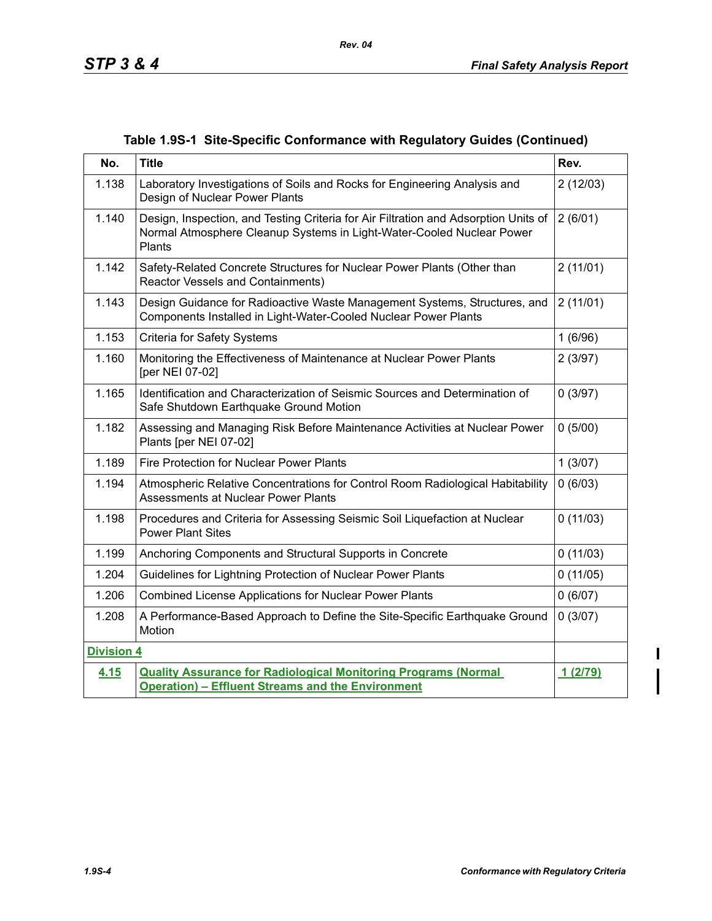**Table 1.9S-1 Site-Specific Conformance with Regulatory Guides (Continued)**

| No. | Title | Rev. |
|---|---|---|
| 1.138 | Laboratory Investigations of Soils and Rocks for Engineering Analysis and Design of Nuclear Power Plants | 2 (12/03) |
| 1.140 | Design, Inspection, and Testing Criteria for Air Filtration and Adsorption Units of Normal Atmosphere Cleanup Systems in Light-Water-Cooled Nuclear Power Plants | 2 (6/01) |
| 1.142 | Safety-Related Concrete Structures for Nuclear Power Plants (Other than Reactor Vessels and Containments) | 2 (11/01) |
| 1.143 | Design Guidance for Radioactive Waste Management Systems, Structures, and Components Installed in Light-Water-Cooled Nuclear Power Plants | 2 (11/01) |
| 1.153 | Criteria for Safety Systems | 1 (6/96) |
| 1.160 | Monitoring the Effectiveness of Maintenance at Nuclear Power Plants [per NEI 07-02] | 2 (3/97) |
| 1.165 | Identification and Characterization of Seismic Sources and Determination of Safe Shutdown Earthquake Ground Motion | 0 (3/97) |
| 1.182 | Assessing and Managing Risk Before Maintenance Activities at Nuclear Power Plants [per NEI 07-02] | 0 (5/00) |
| 1.189 | Fire Protection for Nuclear Power Plants | 1 (3/07) |
| 1.194 | Atmospheric Relative Concentrations for Control Room Radiological Habitability Assessments at Nuclear Power Plants | 0 (6/03) |
| 1.198 | Procedures and Criteria for Assessing Seismic Soil Liquefaction at Nuclear Power Plant Sites | 0 (11/03) |
| 1.199 | Anchoring Components and Structural Supports in Concrete | 0 (11/03) |
| 1.204 | Guidelines for Lightning Protection of Nuclear Power Plants | 0 (11/05) |
| 1.206 | Combined License Applications for Nuclear Power Plants | 0 (6/07) |
| 1.208 | A Performance-Based Approach to Define the Site-Specific Earthquake Ground Motion | 0 (3/07) |
| **Division 4** | | |
| **4.15** | **Quality Assurance for Radiological Monitoring Programs (Normal Operation) – Effluent Streams and the Environment** | **1 (2/79)** |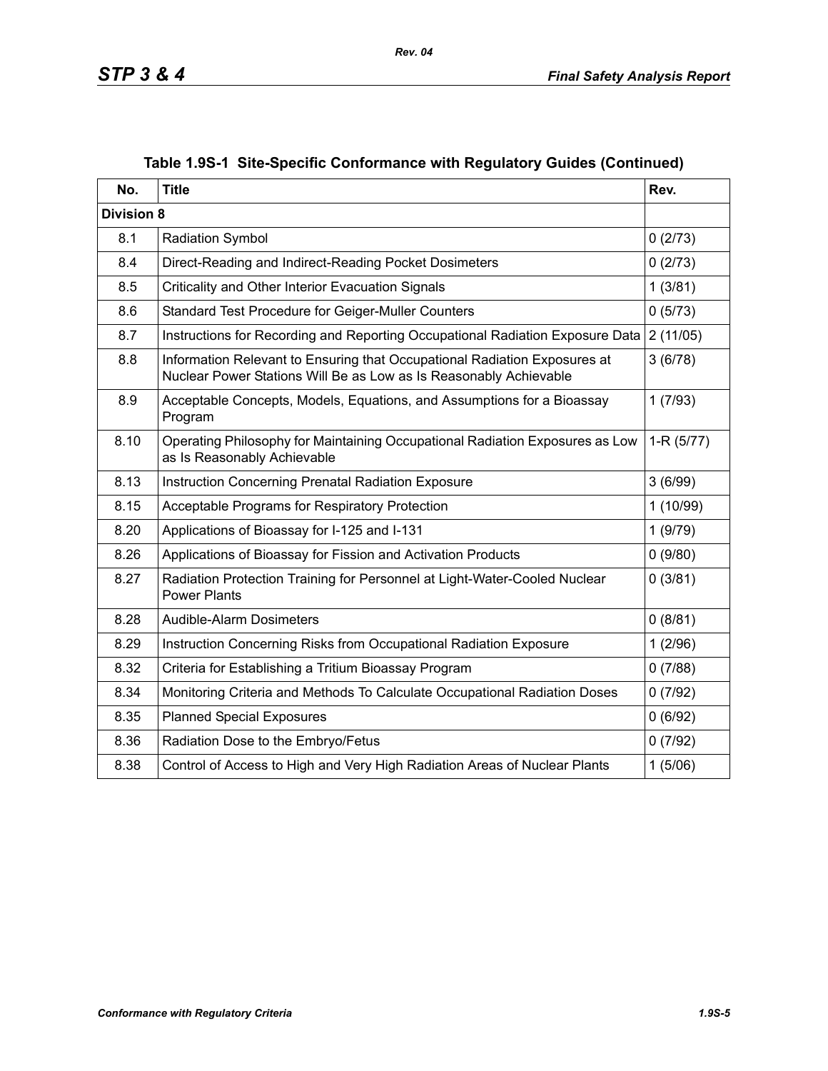**Table 1.9S-1 Site-Specific Conformance with Regulatory Guides (Continued)**

| No. | Title | Rev. |
|---|---|---|
| **Division 8** | | |
| 8.1 | Radiation Symbol | 0 (2/73) |
| 8.4 | Direct-Reading and Indirect-Reading Pocket Dosimeters | 0 (2/73) |
| 8.5 | Criticality and Other Interior Evacuation Signals | 1 (3/81) |
| 8.6 | Standard Test Procedure for Geiger-Muller Counters | 0 (5/73) |
| 8.7 | Instructions for Recording and Reporting Occupational Radiation Exposure Data | 2 (11/05) |
| 8.8 | Information Relevant to Ensuring that Occupational Radiation Exposures at Nuclear Power Stations Will Be as Low as Is Reasonably Achievable | 3 (6/78) |
| 8.9 | Acceptable Concepts, Models, Equations, and Assumptions for a Bioassay Program | 1 (7/93) |
| 8.10 | Operating Philosophy for Maintaining Occupational Radiation Exposures as Low as Is Reasonably Achievable | 1-R (5/77) |
| 8.13 | Instruction Concerning Prenatal Radiation Exposure | 3 (6/99) |
| 8.15 | Acceptable Programs for Respiratory Protection | 1 (10/99) |
| 8.20 | Applications of Bioassay for I-125 and I-131 | 1 (9/79) |
| 8.26 | Applications of Bioassay for Fission and Activation Products | 0 (9/80) |
| 8.27 | Radiation Protection Training for Personnel at Light-Water-Cooled Nuclear Power Plants | 0 (3/81) |
| 8.28 | Audible-Alarm Dosimeters | 0 (8/81) |
| 8.29 | Instruction Concerning Risks from Occupational Radiation Exposure | 1 (2/96) |
| 8.32 | Criteria for Establishing a Tritium Bioassay Program | 0 (7/88) |
| 8.34 | Monitoring Criteria and Methods To Calculate Occupational Radiation Doses | 0 (7/92) |
| 8.35 | Planned Special Exposures | 0 (6/92) |
| 8.36 | Radiation Dose to the Embryo/Fetus | 0 (7/92) |
| 8.38 | Control of Access to High and Very High Radiation Areas of Nuclear Plants | 1 (5/06) |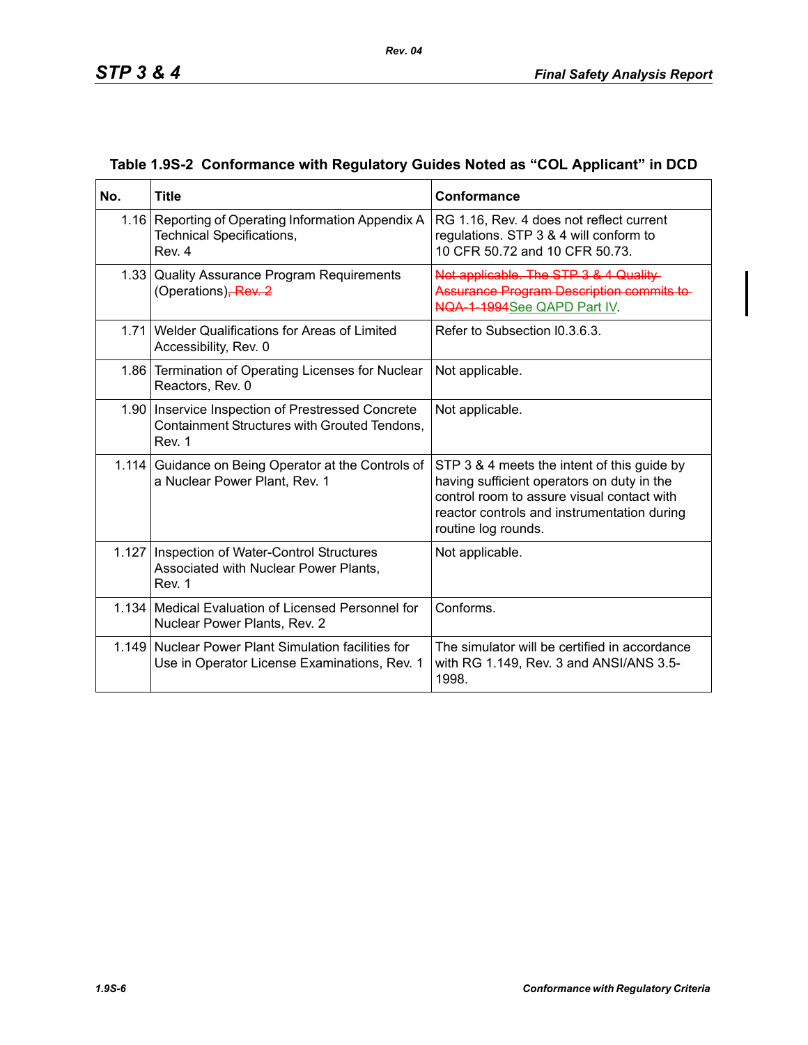## Table 1.9S-2 Conformance with Regulatory Guides Noted as "COL Applicant" in DCD

| No. | Title | Conformance |
|---|---|---|
| 1.16 | Reporting of Operating Information Appendix A Technical Specifications, Rev. 4 | RG 1.16, Rev. 4 does not reflect current regulations. STP 3 & 4 will conform to 10 CFR 50.72 and 10 CFR 50.73. |
| 1.33 | Quality Assurance Program Requirements (Operations)~~, Rev. 2~~ | ~~Not applicable. The STP 3 & 4 Quality Assurance Program Description commits to NQA-1-1994~~See QAPD Part IV. |
| 1.71 | Welder Qualifications for Areas of Limited Accessibility, Rev. 0 | Refer to Subsection I0.3.6.3. |
| 1.86 | Termination of Operating Licenses for Nuclear Reactors, Rev. 0 | Not applicable. |
| 1.90 | Inservice Inspection of Prestressed Concrete Containment Structures with Grouted Tendons, Rev. 1 | Not applicable. |
| 1.114 | Guidance on Being Operator at the Controls of a Nuclear Power Plant, Rev. 1 | STP 3 & 4 meets the intent of this guide by having sufficient operators on duty in the control room to assure visual contact with reactor controls and instrumentation during routine log rounds. |
| 1.127 | Inspection of Water-Control Structures Associated with Nuclear Power Plants, Rev. 1 | Not applicable. |
| 1.134 | Medical Evaluation of Licensed Personnel for Nuclear Power Plants, Rev. 2 | Conforms. |
| 1.149 | Nuclear Power Plant Simulation facilities for Use in Operator License Examinations, Rev. 1 | The simulator will be certified in accordance with RG 1.149, Rev. 3 and ANSI/ANS 3.5-1998. |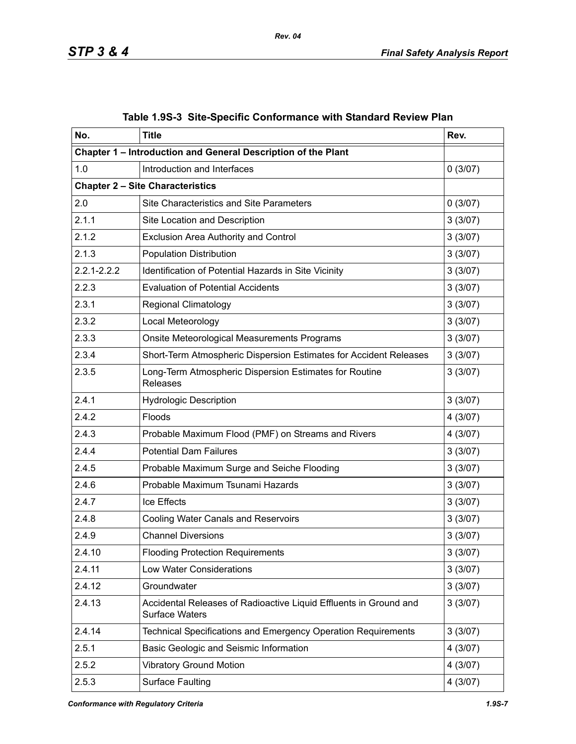**Table 1.9S-3 Site-Specific Conformance with Standard Review Plan**

| No. | Title | Rev. |
|---|---|---|
| **Chapter 1 – Introduction and General Description of the Plant** | | |
| 1.0 | Introduction and Interfaces | 0 (3/07) |
| **Chapter 2 – Site Characteristics** | | |
| 2.0 | Site Characteristics and Site Parameters | 0 (3/07) |
| 2.1.1 | Site Location and Description | 3 (3/07) |
| 2.1.2 | Exclusion Area Authority and Control | 3 (3/07) |
| 2.1.3 | Population Distribution | 3 (3/07) |
| 2.2.1-2.2.2 | Identification of Potential Hazards in Site Vicinity | 3 (3/07) |
| 2.2.3 | Evaluation of Potential Accidents | 3 (3/07) |
| 2.3.1 | Regional Climatology | 3 (3/07) |
| 2.3.2 | Local Meteorology | 3 (3/07) |
| 2.3.3 | Onsite Meteorological Measurements Programs | 3 (3/07) |
| 2.3.4 | Short-Term Atmospheric Dispersion Estimates for Accident Releases | 3 (3/07) |
| 2.3.5 | Long-Term Atmospheric Dispersion Estimates for Routine Releases | 3 (3/07) |
| 2.4.1 | Hydrologic Description | 3 (3/07) |
| 2.4.2 | Floods | 4 (3/07) |
| 2.4.3 | Probable Maximum Flood (PMF) on Streams and Rivers | 4 (3/07) |
| 2.4.4 | Potential Dam Failures | 3 (3/07) |
| 2.4.5 | Probable Maximum Surge and Seiche Flooding | 3 (3/07) |
| 2.4.6 | Probable Maximum Tsunami Hazards | 3 (3/07) |
| 2.4.7 | Ice Effects | 3 (3/07) |
| 2.4.8 | Cooling Water Canals and Reservoirs | 3 (3/07) |
| 2.4.9 | Channel Diversions | 3 (3/07) |
| 2.4.10 | Flooding Protection Requirements | 3 (3/07) |
| 2.4.11 | Low Water Considerations | 3 (3/07) |
| 2.4.12 | Groundwater | 3 (3/07) |
| 2.4.13 | Accidental Releases of Radioactive Liquid Effluents in Ground and Surface Waters | 3 (3/07) |
| 2.4.14 | Technical Specifications and Emergency Operation Requirements | 3 (3/07) |
| 2.5.1 | Basic Geologic and Seismic Information | 4 (3/07) |
| 2.5.2 | Vibratory Ground Motion | 4 (3/07) |
| 2.5.3 | Surface Faulting | 4 (3/07) |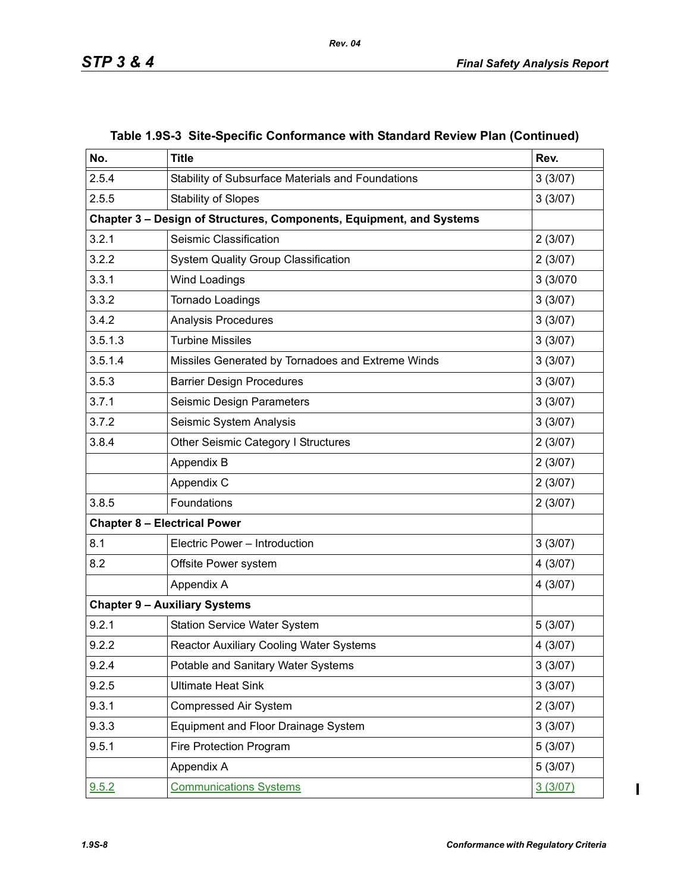**Table 1.9S-3 Site-Specific Conformance with Standard Review Plan (Continued)**

| No. | Title | Rev. |
|---|---|---|
| 2.5.4 | Stability of Subsurface Materials and Foundations | 3 (3/07) |
| 2.5.5 | Stability of Slopes | 3 (3/07) |
| **Chapter 3 – Design of Structures, Components, Equipment, and Systems** | | |
| 3.2.1 | Seismic Classification | 2 (3/07) |
| 3.2.2 | System Quality Group Classification | 2 (3/07) |
| 3.3.1 | Wind Loadings | 3 (3/070 |
| 3.3.2 | Tornado Loadings | 3 (3/07) |
| 3.4.2 | Analysis Procedures | 3 (3/07) |
| 3.5.1.3 | Turbine Missiles | 3 (3/07) |
| 3.5.1.4 | Missiles Generated by Tornadoes and Extreme Winds | 3 (3/07) |
| 3.5.3 | Barrier Design Procedures | 3 (3/07) |
| 3.7.1 | Seismic Design Parameters | 3 (3/07) |
| 3.7.2 | Seismic System Analysis | 3 (3/07) |
| 3.8.4 | Other Seismic Category I Structures | 2 (3/07) |
| | Appendix B | 2 (3/07) |
| | Appendix C | 2 (3/07) |
| 3.8.5 | Foundations | 2 (3/07) |
| **Chapter 8 – Electrical Power** | | |
| 8.1 | Electric Power – Introduction | 3 (3/07) |
| 8.2 | Offsite Power system | 4 (3/07) |
| | Appendix A | 4 (3/07) |
| **Chapter 9 – Auxiliary Systems** | | |
| 9.2.1 | Station Service Water System | 5 (3/07) |
| 9.2.2 | Reactor Auxiliary Cooling Water Systems | 4 (3/07) |
| 9.2.4 | Potable and Sanitary Water Systems | 3 (3/07) |
| 9.2.5 | Ultimate Heat Sink | 3 (3/07) |
| 9.3.1 | Compressed Air System | 2 (3/07) |
| 9.3.3 | Equipment and Floor Drainage System | 3 (3/07) |
| 9.5.1 | Fire Protection Program | 5 (3/07) |
| | Appendix A | 5 (3/07) |
| 9.5.2 | Communications Systems | 3 (3/07) |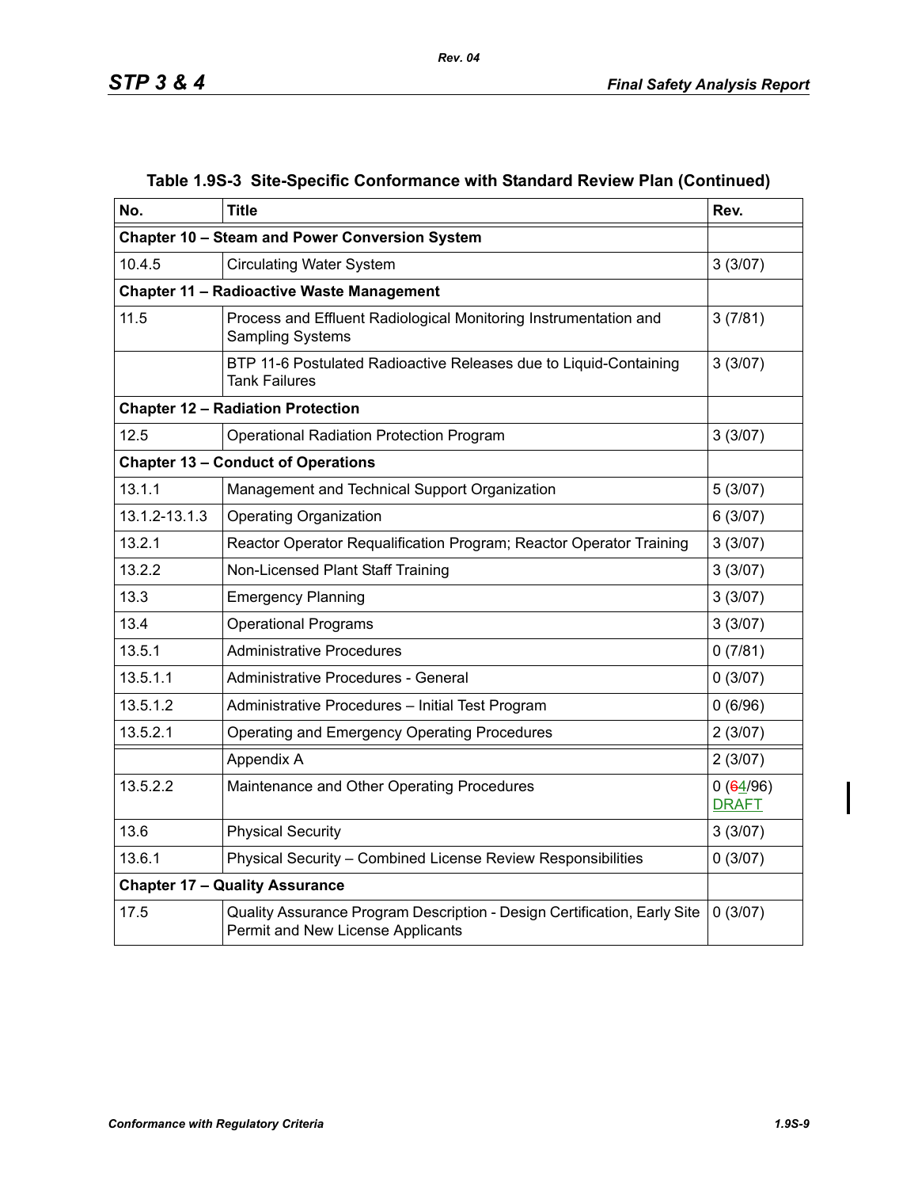**Table 1.9S-3 Site-Specific Conformance with Standard Review Plan (Continued)**

| No. | Title | Rev. |
|---|---|---|
| **Chapter 10 – Steam and Power Conversion System** | | |
| 10.4.5 | Circulating Water System | 3 (3/07) |
| **Chapter 11 – Radioactive Waste Management** | | |
| 11.5 | Process and Effluent Radiological Monitoring Instrumentation and Sampling Systems | 3 (7/81) |
| | BTP 11-6 Postulated Radioactive Releases due to Liquid-Containing Tank Failures | 3 (3/07) |
| **Chapter 12 – Radiation Protection** | | |
| 12.5 | Operational Radiation Protection Program | 3 (3/07) |
| **Chapter 13 – Conduct of Operations** | | |
| 13.1.1 | Management and Technical Support Organization | 5 (3/07) |
| 13.1.2-13.1.3 | Operating Organization | 6 (3/07) |
| 13.2.1 | Reactor Operator Requalification Program; Reactor Operator Training | 3 (3/07) |
| 13.2.2 | Non-Licensed Plant Staff Training | 3 (3/07) |
| 13.3 | Emergency Planning | 3 (3/07) |
| 13.4 | Operational Programs | 3 (3/07) |
| 13.5.1 | Administrative Procedures | 0 (7/81) |
| 13.5.1.1 | Administrative Procedures - General | 0 (3/07) |
| 13.5.1.2 | Administrative Procedures – Initial Test Program | 0 (6/96) |
| 13.5.2.1 | Operating and Emergency Operating Procedures | 2 (3/07) |
| | Appendix A | 2 (3/07) |
| 13.5.2.2 | Maintenance and Other Operating Procedures | 0 (~~6~~4/96) DRAFT |
| 13.6 | Physical Security | 3 (3/07) |
| 13.6.1 | Physical Security – Combined License Review Responsibilities | 0 (3/07) |
| **Chapter 17 – Quality Assurance** | | |
| 17.5 | Quality Assurance Program Description - Design Certification, Early Site Permit and New License Applicants | 0 (3/07) |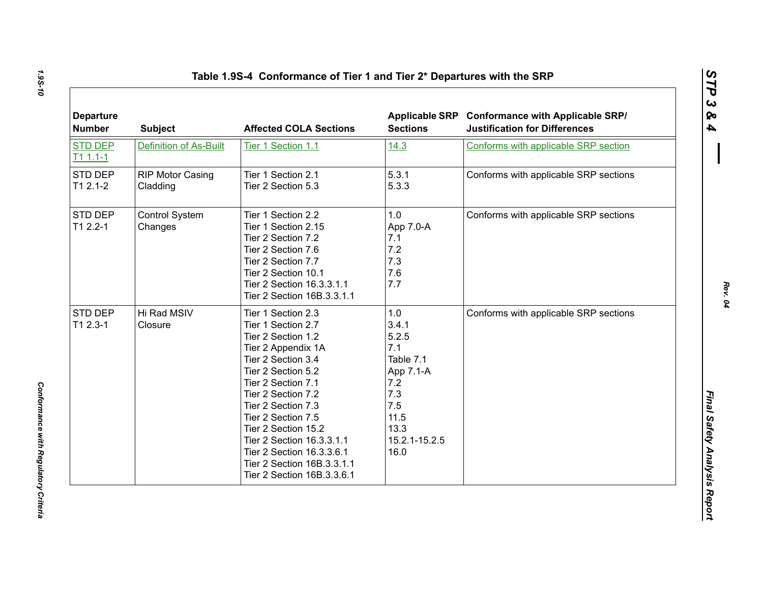**Table 1.9S-4 Conformance of Tier 1 and Tier 2* Departures with the SRP**

| Departure Number | Subject | Affected COLA Sections | Applicable SRP Sections | Conformance with Applicable SRP/ Justification for Differences |
|---|---|---|---|---|
| STD DEP T1 1.1-1 | Definition of As-Built | Tier 1 Section 1.1 | 14.3 | Conforms with applicable SRP section |
| STD DEP T1 2.1-2 | RIP Motor Casing Cladding | Tier 1 Section 2.1<br>Tier 2 Section 5.3 | 5.3.1<br>5.3.3 | Conforms with applicable SRP sections |
| STD DEP T1 2.2-1 | Control System Changes | Tier 1 Section 2.2<br>Tier 1 Section 2.15<br>Tier 2 Section 7.2<br>Tier 2 Section 7.6<br>Tier 2 Section 7.7<br>Tier 2 Section 10.1<br>Tier 2 Section 16.3.3.1.1<br>Tier 2 Section 16B.3.3.1.1 | 1.0<br>App 7.0-A<br>7.1<br>7.2<br>7.3<br>7.6<br>7.7 | Conforms with applicable SRP sections |
| STD DEP T1 2.3-1 | Hi Rad MSIV Closure | Tier 1 Section 2.3<br>Tier 1 Section 2.7<br>Tier 2 Section 1.2<br>Tier 2 Appendix 1A<br>Tier 2 Section 3.4<br>Tier 2 Section 5.2<br>Tier 2 Section 7.1<br>Tier 2 Section 7.2<br>Tier 2 Section 7.3<br>Tier 2 Section 7.5<br>Tier 2 Section 15.2<br>Tier 2 Section 16.3.3.1.1<br>Tier 2 Section 16.3.3.6.1<br>Tier 2 Section 16B.3.3.1.1<br>Tier 2 Section 16B.3.3.6.1 | 1.0<br>3.4.1<br>5.2.5<br>7.1<br>Table 7.1<br>App 7.1-A<br>7.2<br>7.3<br>7.5<br>11.5<br>13.3<br>15.2.1-15.2.5<br>16.0 | Conforms with applicable SRP sections |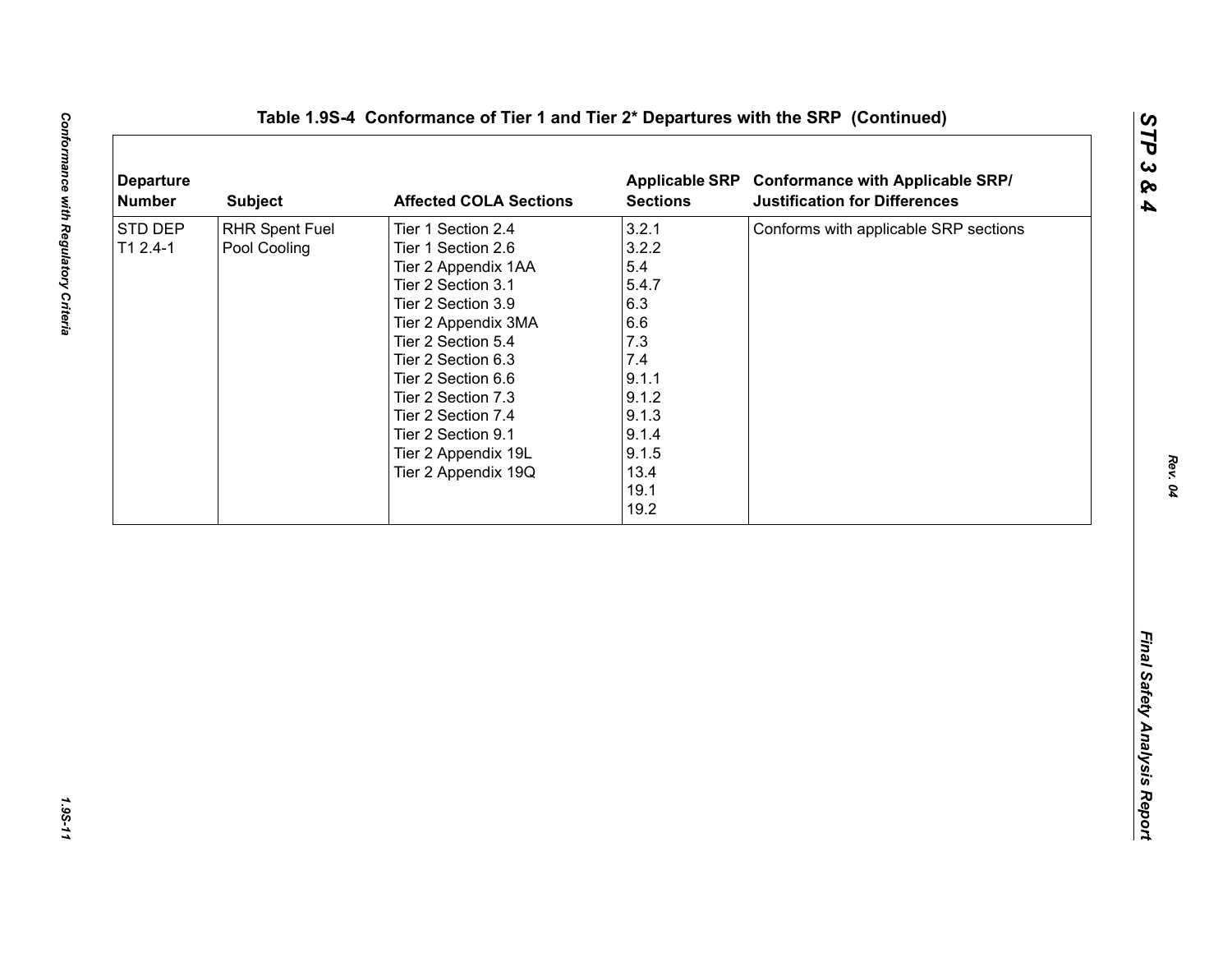**Table 1.9S-4 Conformance of Tier 1 and Tier 2* Departures with the SRP (Continued)**

| Departure Number | Subject | Affected COLA Sections | Applicable SRP Sections | Conformance with Applicable SRP/ Justification for Differences |
|---|---|---|---|---|
| STD DEP T1 2.4-1 | RHR Spent Fuel Pool Cooling | Tier 1 Section 2.4<br>Tier 1 Section 2.6<br>Tier 2 Appendix 1AA<br>Tier 2 Section 3.1<br>Tier 2 Section 3.9<br>Tier 2 Appendix 3MA<br>Tier 2 Section 5.4<br>Tier 2 Section 6.3<br>Tier 2 Section 6.6<br>Tier 2 Section 7.3<br>Tier 2 Section 7.4<br>Tier 2 Section 9.1<br>Tier 2 Appendix 19L<br>Tier 2 Appendix 19Q | 3.2.1<br>3.2.2<br>5.4<br>5.4.7<br>6.3<br>6.6<br>7.3<br>7.4<br>9.1.1<br>9.1.2<br>9.1.3<br>9.1.4<br>9.1.5<br>13.4<br>19.1<br>19.2 | Conforms with applicable SRP sections |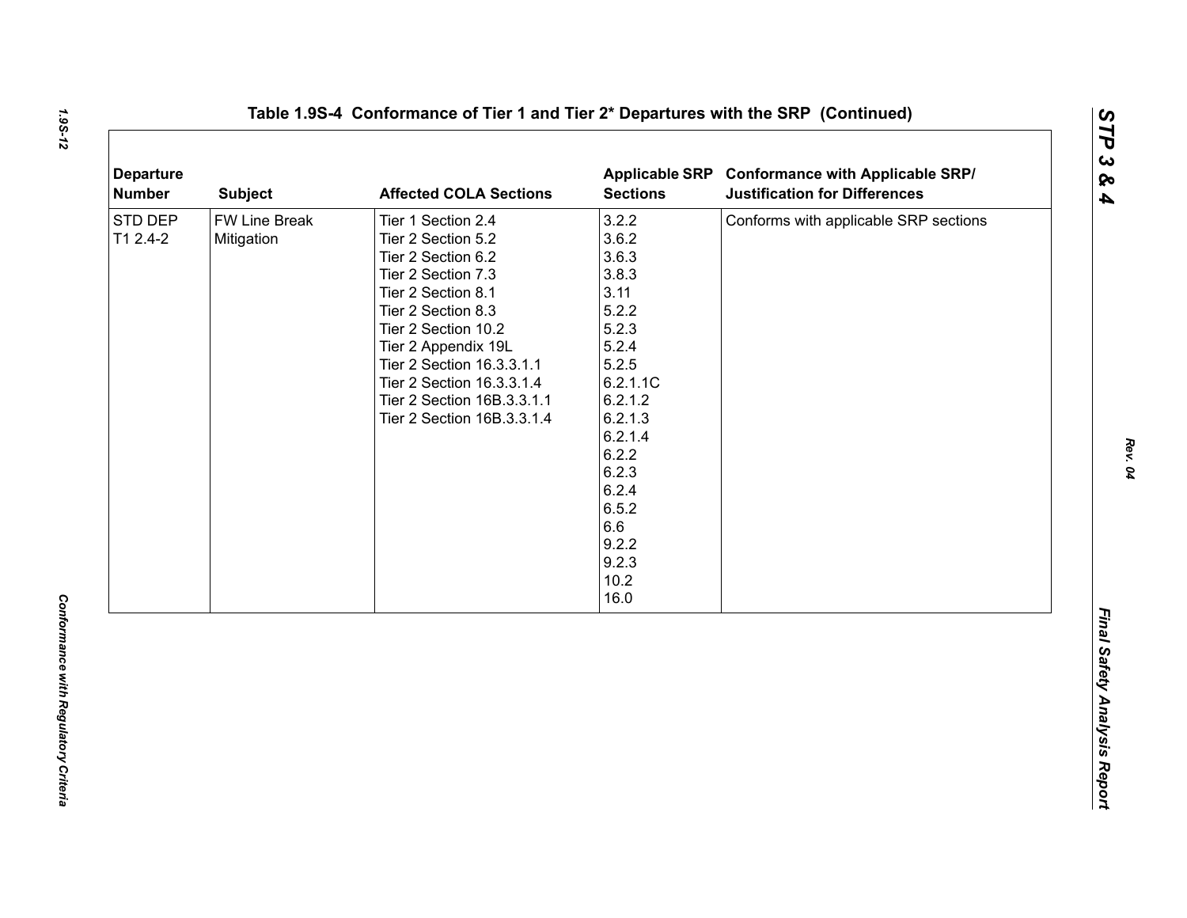**Table 1.9S-4 Conformance of Tier 1 and Tier 2* Departures with the SRP (Continued)**

| Departure Number | Subject | Affected COLA Sections | Applicable SRP Sections | Conformance with Applicable SRP/ Justification for Differences |
|---|---|---|---|---|
| STD DEP T1 2.4-2 | FW Line Break Mitigation | Tier 1 Section 2.4<br>Tier 2 Section 5.2<br>Tier 2 Section 6.2<br>Tier 2 Section 7.3<br>Tier 2 Section 8.1<br>Tier 2 Section 8.3<br>Tier 2 Section 10.2<br>Tier 2 Appendix 19L<br>Tier 2 Section 16.3.3.1.1<br>Tier 2 Section 16.3.3.1.4<br>Tier 2 Section 16B.3.3.1.1<br>Tier 2 Section 16B.3.3.1.4 | 3.2.2<br>3.6.2<br>3.6.3<br>3.8.3<br>3.11<br>5.2.2<br>5.2.3<br>5.2.4<br>5.2.5<br>6.2.1.1C<br>6.2.1.2<br>6.2.1.3<br>6.2.1.4<br>6.2.2<br>6.2.3<br>6.2.4<br>6.5.2<br>6.6<br>9.2.2<br>9.2.3<br>10.2<br>16.0 | Conforms with applicable SRP sections |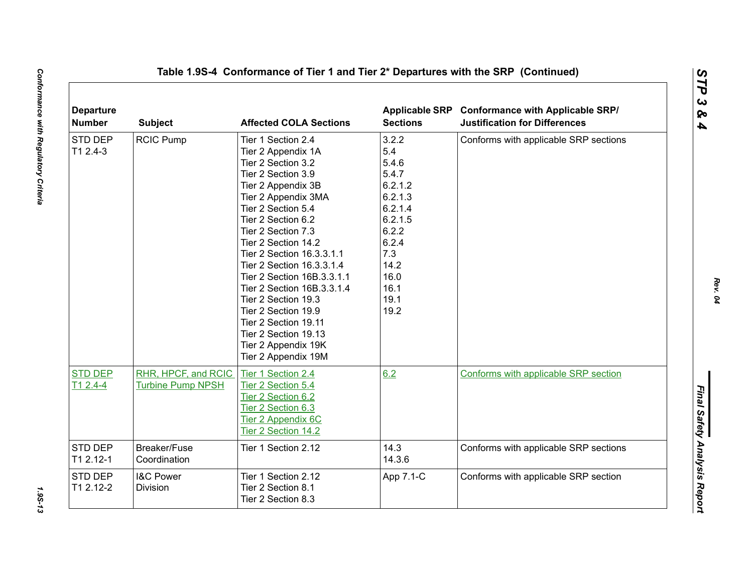## Table 1.9S-4 Conformance of Tier 1 and Tier 2* Departures with the SRP (Continued)

| Departure Number | Subject | Affected COLA Sections | Applicable SRP Sections | Conformance with Applicable SRP/ Justification for Differences |
|---|---|---|---|---|
| STD DEP T1 2.4-3 | RCIC Pump | Tier 1 Section 2.4<br>Tier 2 Appendix 1A<br>Tier 2 Section 3.2<br>Tier 2 Section 3.9<br>Tier 2 Appendix 3B<br>Tier 2 Appendix 3MA<br>Tier 2 Section 5.4<br>Tier 2 Section 6.2<br>Tier 2 Section 7.3<br>Tier 2 Section 14.2<br>Tier 2 Section 16.3.3.1.1<br>Tier 2 Section 16.3.3.1.4<br>Tier 2 Section 16B.3.3.1.1<br>Tier 2 Section 16B.3.3.1.4<br>Tier 2 Section 19.3<br>Tier 2 Section 19.9<br>Tier 2 Section 19.11<br>Tier 2 Section 19.13<br>Tier 2 Appendix 19K<br>Tier 2 Appendix 19M | 3.2.2<br>5.4<br>5.4.6<br>5.4.7<br>6.2.1.2<br>6.2.1.3<br>6.2.1.4<br>6.2.1.5<br>6.2.2<br>6.2.4<br>7.3<br>14.2<br>16.0<br>16.1<br>19.1<br>19.2 | Conforms with applicable SRP sections |
| STD DEP T1 2.4-4 | RHR, HPCF, and RCIC Turbine Pump NPSH | Tier 1 Section 2.4<br>Tier 2 Section 5.4<br>Tier 2 Section 6.2<br>Tier 2 Section 6.3<br>Tier 2 Appendix 6C<br>Tier 2 Section 14.2 | 6.2 | Conforms with applicable SRP section |
| STD DEP T1 2.12-1 | Breaker/Fuse Coordination | Tier 1 Section 2.12 | 14.3<br>14.3.6 | Conforms with applicable SRP sections |
| STD DEP T1 2.12-2 | I&C Power Division | Tier 1 Section 2.12<br>Tier 2 Section 8.1<br>Tier 2 Section 8.3 | App 7.1-C | Conforms with applicable SRP section |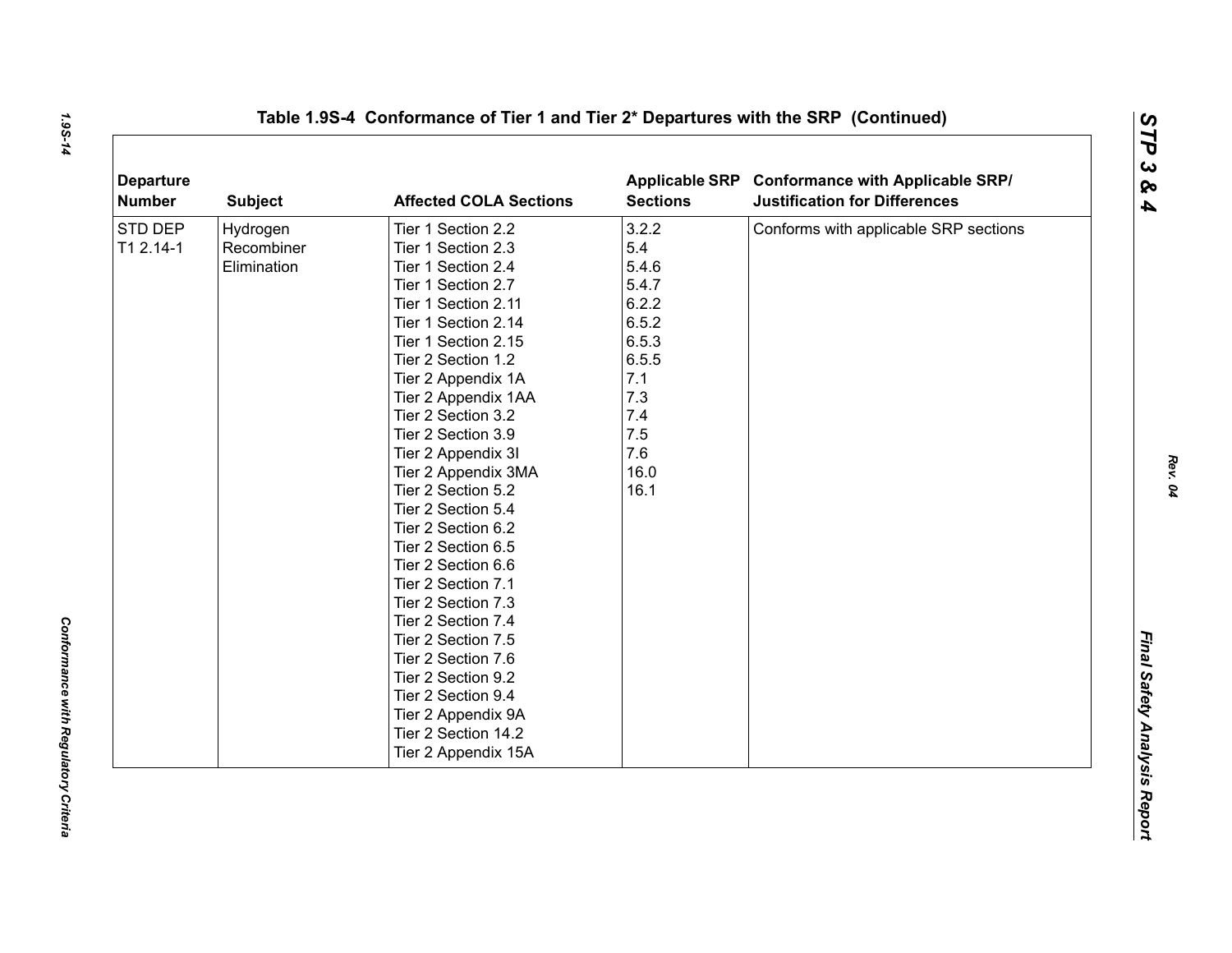# Table 1.9S-4 Conformance of Tier 1 and Tier 2* Departures with the SRP (Continued)

| Departure Number | Subject | Affected COLA Sections | Applicable SRP Sections | Conformance with Applicable SRP/ Justification for Differences |
|---|---|---|---|---|
| STD DEP T1 2.14-1 | Hydrogen Recombiner Elimination | Tier 1 Section 2.2<br>Tier 1 Section 2.3<br>Tier 1 Section 2.4<br>Tier 1 Section 2.7<br>Tier 1 Section 2.11<br>Tier 1 Section 2.14<br>Tier 1 Section 2.15<br>Tier 2 Section 1.2<br>Tier 2 Appendix 1A<br>Tier 2 Appendix 1AA<br>Tier 2 Section 3.2<br>Tier 2 Section 3.9<br>Tier 2 Appendix 3I<br>Tier 2 Appendix 3MA<br>Tier 2 Section 5.2<br>Tier 2 Section 5.4<br>Tier 2 Section 6.2<br>Tier 2 Section 6.5<br>Tier 2 Section 6.6<br>Tier 2 Section 7.1<br>Tier 2 Section 7.3<br>Tier 2 Section 7.4<br>Tier 2 Section 7.5<br>Tier 2 Section 7.6<br>Tier 2 Section 9.2<br>Tier 2 Section 9.4<br>Tier 2 Appendix 9A<br>Tier 2 Section 14.2<br>Tier 2 Appendix 15A | 3.2.2<br>5.4<br>5.4.6<br>5.4.7<br>6.2.2<br>6.5.2<br>6.5.3<br>6.5.5<br>7.1<br>7.3<br>7.4<br>7.5<br>7.6<br>16.0<br>16.1 | Conforms with applicable SRP sections |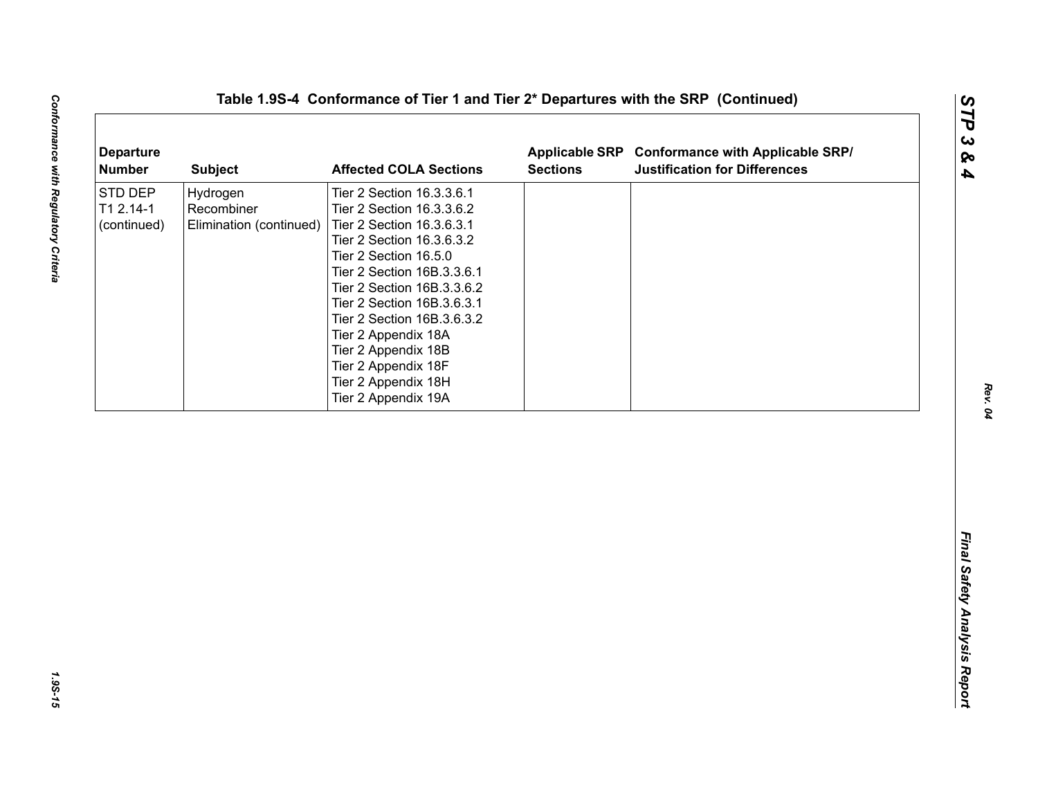## Table 1.9S-4 Conformance of Tier 1 and Tier 2* Departures with the SRP (Continued)

| Departure Number | Subject | Affected COLA Sections | Applicable SRP Sections | Conformance with Applicable SRP/ Justification for Differences |
|---|---|---|---|---|
| STD DEP T1 2.14-1 (continued) | Hydrogen Recombiner Elimination (continued) | Tier 2 Section 16.3.3.6.1<br>Tier 2 Section 16.3.3.6.2<br>Tier 2 Section 16.3.6.3.1<br>Tier 2 Section 16.3.6.3.2<br>Tier 2 Section 16.5.0<br>Tier 2 Section 16B.3.3.6.1<br>Tier 2 Section 16B.3.3.6.2<br>Tier 2 Section 16B.3.6.3.1<br>Tier 2 Section 16B.3.6.3.2<br>Tier 2 Appendix 18A<br>Tier 2 Appendix 18B<br>Tier 2 Appendix 18F<br>Tier 2 Appendix 18H<br>Tier 2 Appendix 19A | | |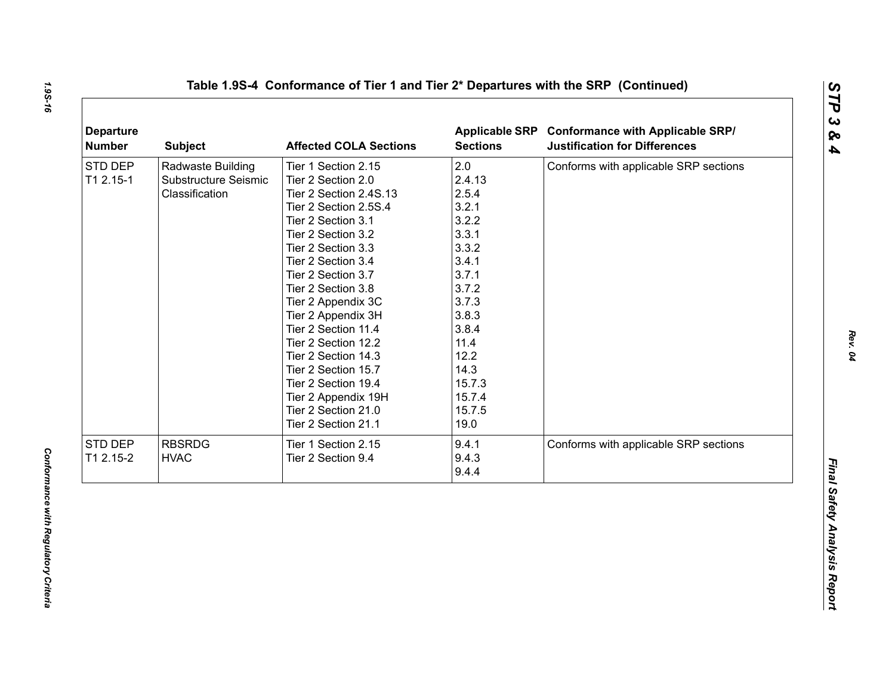## Table 1.9S-4 Conformance of Tier 1 and Tier 2* Departures with the SRP (Continued)

| Departure Number | Subject | Affected COLA Sections | Applicable SRP Sections | Conformance with Applicable SRP/ Justification for Differences |
|---|---|---|---|---|
| STD DEP T1 2.15-1 | Radwaste Building Substructure Seismic Classification | Tier 1 Section 2.15<br>Tier 2 Section 2.0<br>Tier 2 Section 2.4S.13<br>Tier 2 Section 2.5S.4<br>Tier 2 Section 3.1<br>Tier 2 Section 3.2<br>Tier 2 Section 3.3<br>Tier 2 Section 3.4<br>Tier 2 Section 3.7<br>Tier 2 Section 3.8<br>Tier 2 Appendix 3C<br>Tier 2 Appendix 3H<br>Tier 2 Section 11.4<br>Tier 2 Section 12.2<br>Tier 2 Section 14.3<br>Tier 2 Section 15.7<br>Tier 2 Section 19.4<br>Tier 2 Appendix 19H<br>Tier 2 Section 21.0<br>Tier 2 Section 21.1 | 2.0<br>2.4.13<br>2.5.4<br>3.2.1<br>3.2.2<br>3.3.1<br>3.3.2<br>3.4.1<br>3.7.1<br>3.7.2<br>3.7.3<br>3.8.3<br>3.8.4<br>11.4<br>12.2<br>14.3<br>15.7.3<br>15.7.4<br>15.7.5<br>19.0 | Conforms with applicable SRP sections |
| STD DEP T1 2.15-2 | RBSRDG HVAC | Tier 1 Section 2.15<br>Tier 2 Section 9.4 | 9.4.1<br>9.4.3<br>9.4.4 | Conforms with applicable SRP sections |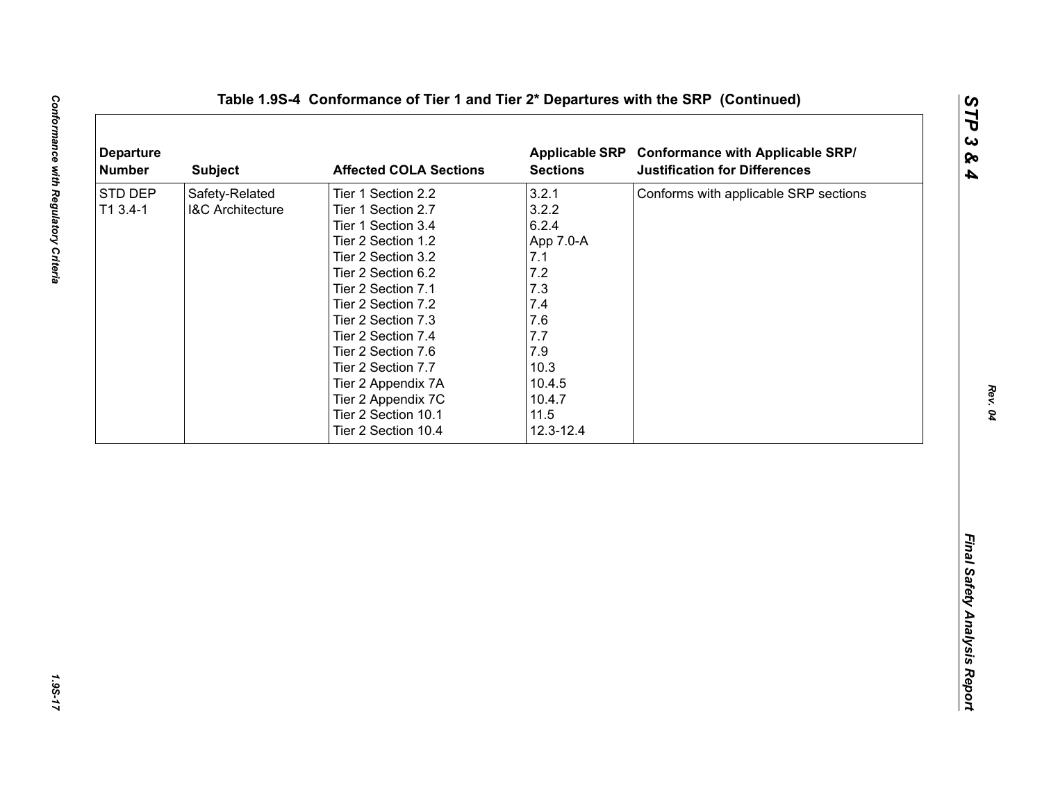**Table 1.9S-4 Conformance of Tier 1 and Tier 2* Departures with the SRP (Continued)**

| Departure Number | Subject | Affected COLA Sections | Applicable SRP Sections | Conformance with Applicable SRP/ Justification for Differences |
|---|---|---|---|---|
| STD DEP T1 3.4-1 | Safety-Related I&C Architecture | Tier 1 Section 2.2<br>Tier 1 Section 2.7<br>Tier 1 Section 3.4<br>Tier 2 Section 1.2<br>Tier 2 Section 3.2<br>Tier 2 Section 6.2<br>Tier 2 Section 7.1<br>Tier 2 Section 7.2<br>Tier 2 Section 7.3<br>Tier 2 Section 7.4<br>Tier 2 Section 7.6<br>Tier 2 Section 7.7<br>Tier 2 Appendix 7A<br>Tier 2 Appendix 7C<br>Tier 2 Section 10.1<br>Tier 2 Section 10.4 | 3.2.1<br>3.2.2<br>6.2.4<br>App 7.0-A<br>7.1<br>7.2<br>7.3<br>7.4<br>7.6<br>7.7<br>7.9<br>10.3<br>10.4.5<br>10.4.7<br>11.5<br>12.3-12.4 | Conforms with applicable SRP sections |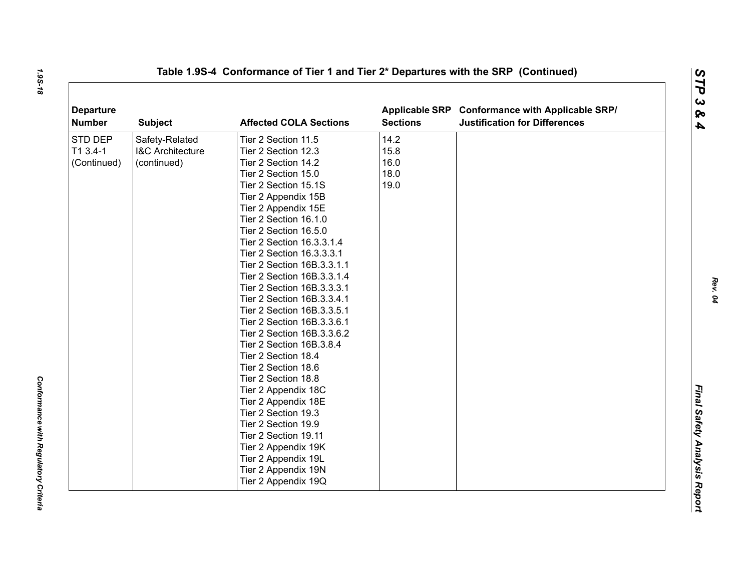**Table 1.9S-4 Conformance of Tier 1 and Tier 2* Departures with the SRP (Continued)**

| Departure Number | Subject | Affected COLA Sections | Applicable SRP Sections | Conformance with Applicable SRP/ Justification for Differences |
|---|---|---|---|---|
| STD DEP T1 3.4-1 (Continued) | Safety-Related I&C Architecture (continued) | Tier 2 Section 11.5<br>Tier 2 Section 12.3<br>Tier 2 Section 14.2<br>Tier 2 Section 15.0<br>Tier 2 Section 15.1S<br>Tier 2 Appendix 15B<br>Tier 2 Appendix 15E<br>Tier 2 Section 16.1.0<br>Tier 2 Section 16.5.0<br>Tier 2 Section 16.3.3.1.4<br>Tier 2 Section 16.3.3.3.1<br>Tier 2 Section 16B.3.3.1.1<br>Tier 2 Section 16B.3.3.1.4<br>Tier 2 Section 16B.3.3.3.1<br>Tier 2 Section 16B.3.3.4.1<br>Tier 2 Section 16B.3.3.5.1<br>Tier 2 Section 16B.3.3.6.1<br>Tier 2 Section 16B.3.3.6.2<br>Tier 2 Section 16B.3.8.4<br>Tier 2 Section 18.4<br>Tier 2 Section 18.6<br>Tier 2 Section 18.8<br>Tier 2 Appendix 18C<br>Tier 2 Appendix 18E<br>Tier 2 Section 19.3<br>Tier 2 Section 19.9<br>Tier 2 Section 19.11<br>Tier 2 Appendix 19K<br>Tier 2 Appendix 19L<br>Tier 2 Appendix 19N<br>Tier 2 Appendix 19Q | 14.2<br>15.8<br>16.0<br>18.0<br>19.0 | |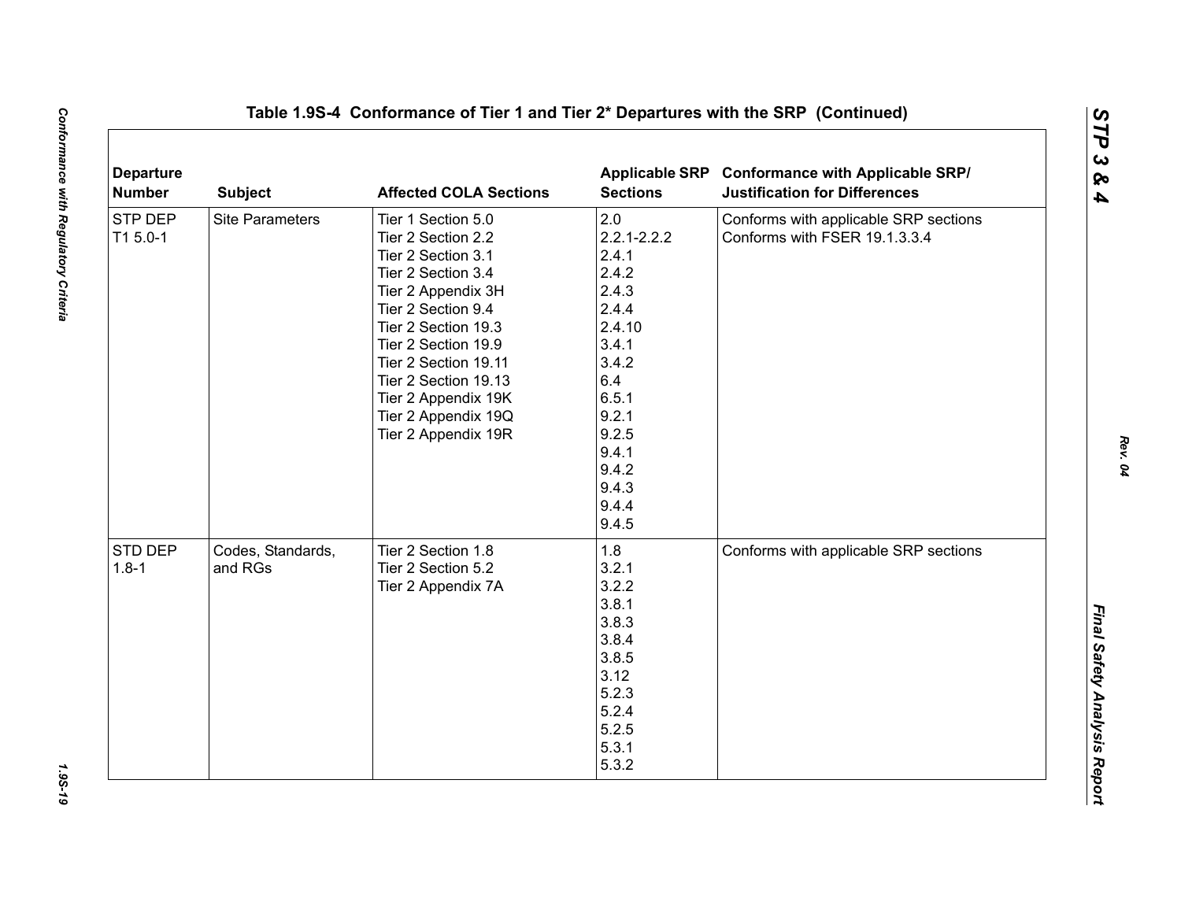**Table 1.9S-4 Conformance of Tier 1 and Tier 2* Departures with the SRP (Continued)**

| Departure Number | Subject | Affected COLA Sections | Applicable SRP Sections | Conformance with Applicable SRP/ Justification for Differences |
|---|---|---|---|---|
| STP DEP T1 5.0-1 | Site Parameters | Tier 1 Section 5.0<br>Tier 2 Section 2.2<br>Tier 2 Section 3.1<br>Tier 2 Section 3.4<br>Tier 2 Appendix 3H<br>Tier 2 Section 9.4<br>Tier 2 Section 19.3<br>Tier 2 Section 19.9<br>Tier 2 Section 19.11<br>Tier 2 Section 19.13<br>Tier 2 Appendix 19K<br>Tier 2 Appendix 19Q<br>Tier 2 Appendix 19R | 2.0<br>2.2.1-2.2.2<br>2.4.1<br>2.4.2<br>2.4.3<br>2.4.4<br>2.4.10<br>3.4.1<br>3.4.2<br>6.4<br>6.5.1<br>9.2.1<br>9.2.5<br>9.4.1<br>9.4.2<br>9.4.3<br>9.4.4<br>9.4.5 | Conforms with applicable SRP sections<br>Conforms with FSER 19.1.3.3.4 |
| STD DEP 1.8-1 | Codes, Standards, and RGs | Tier 2 Section 1.8<br>Tier 2 Section 5.2<br>Tier 2 Appendix 7A | 1.8<br>3.2.1<br>3.2.2<br>3.8.1<br>3.8.3<br>3.8.4<br>3.8.5<br>3.12<br>5.2.3<br>5.2.4<br>5.2.5<br>5.3.1<br>5.3.2 | Conforms with applicable SRP sections |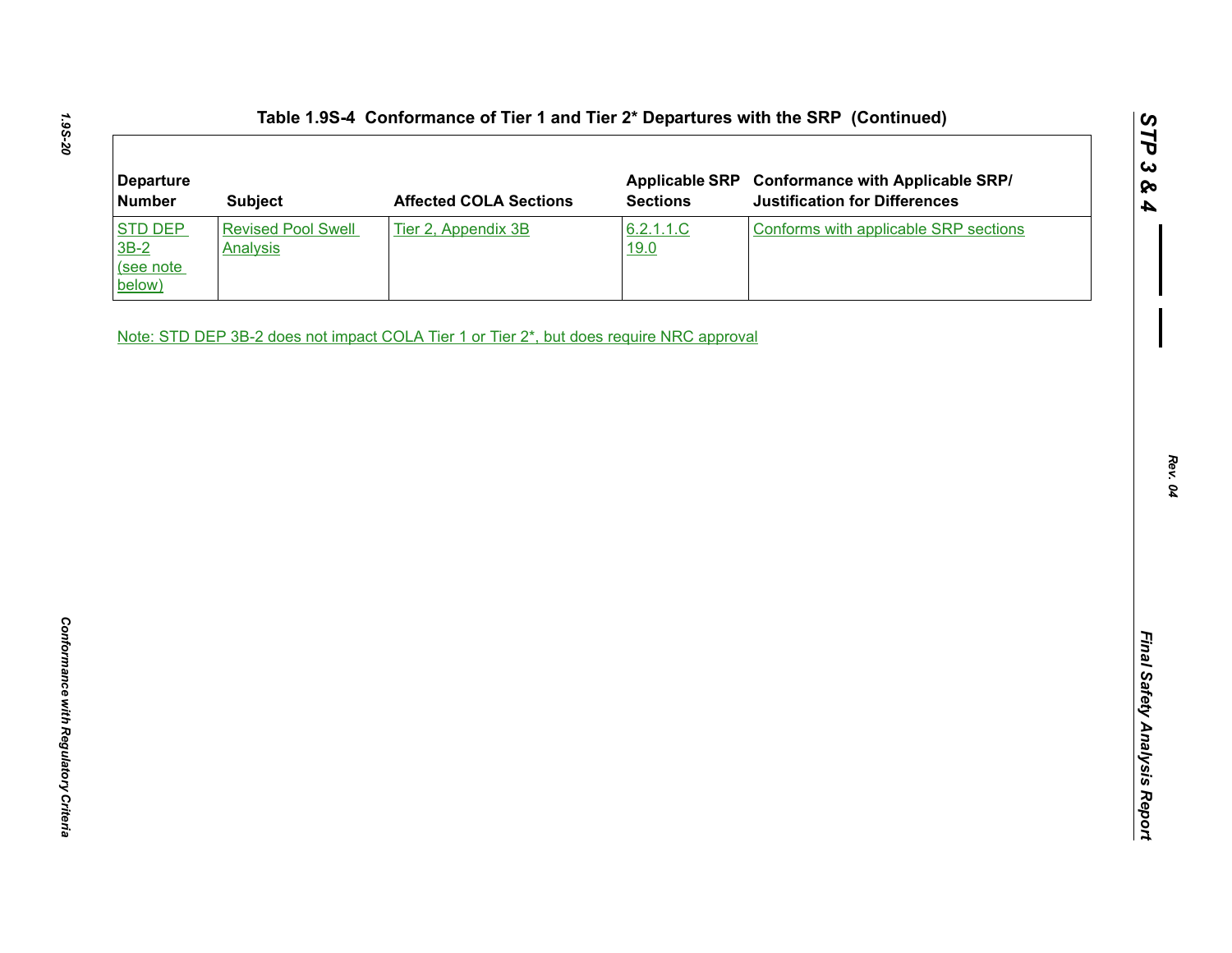## Table 1.9S-4 Conformance of Tier 1 and Tier 2* Departures with the SRP (Continued)

| Departure Number | Subject | Affected COLA Sections | Applicable SRP Sections | Conformance with Applicable SRP/ Justification for Differences |
|---|---|---|---|---|
| STD DEP 3B-2 (see note below) | Revised Pool Swell Analysis | Tier 2, Appendix 3B | 6.2.1.1.C<br>19.0 | Conforms with applicable SRP sections |

Note: STD DEP 3B-2 does not impact COLA Tier 1 or Tier 2*, but does require NRC approval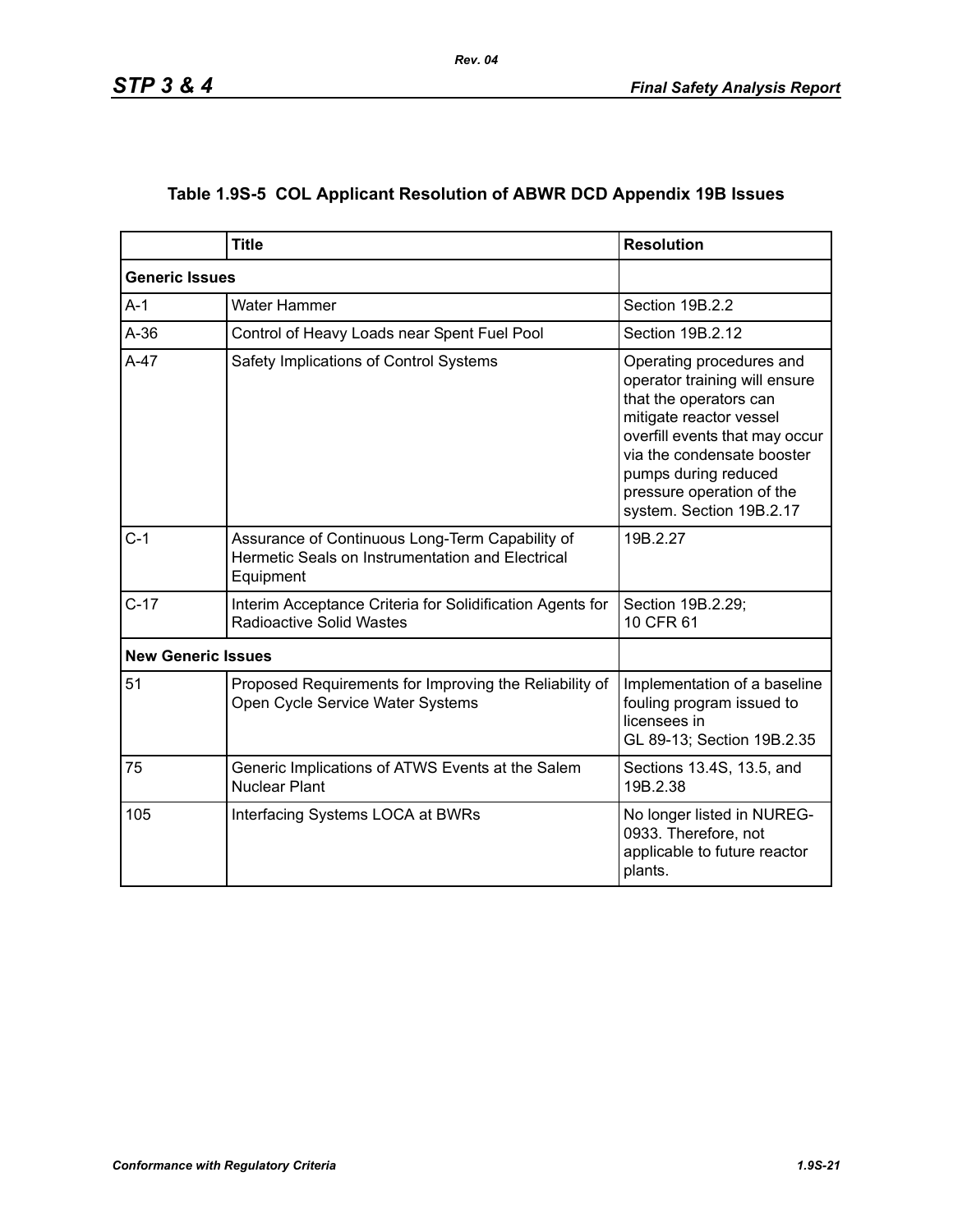## Table 1.9S-5 COL Applicant Resolution of ABWR DCD Appendix 19B Issues

| | Title | Resolution |
|---|---|---|
| **Generic Issues** | | |
| A-1 | Water Hammer | Section 19B.2.2 |
| A-36 | Control of Heavy Loads near Spent Fuel Pool | Section 19B.2.12 |
| A-47 | Safety Implications of Control Systems | Operating procedures and operator training will ensure that the operators can mitigate reactor vessel overfill events that may occur via the condensate booster pumps during reduced pressure operation of the system. Section 19B.2.17 |
| C-1 | Assurance of Continuous Long-Term Capability of Hermetic Seals on Instrumentation and Electrical Equipment | 19B.2.27 |
| C-17 | Interim Acceptance Criteria for Solidification Agents for Radioactive Solid Wastes | Section 19B.2.29; 10 CFR 61 |
| **New Generic Issues** | | |
| 51 | Proposed Requirements for Improving the Reliability of Open Cycle Service Water Systems | Implementation of a baseline fouling program issued to licensees in GL 89-13; Section 19B.2.35 |
| 75 | Generic Implications of ATWS Events at the Salem Nuclear Plant | Sections 13.4S, 13.5, and 19B.2.38 |
| 105 | Interfacing Systems LOCA at BWRs | No longer listed in NUREG-0933. Therefore, not applicable to future reactor plants. |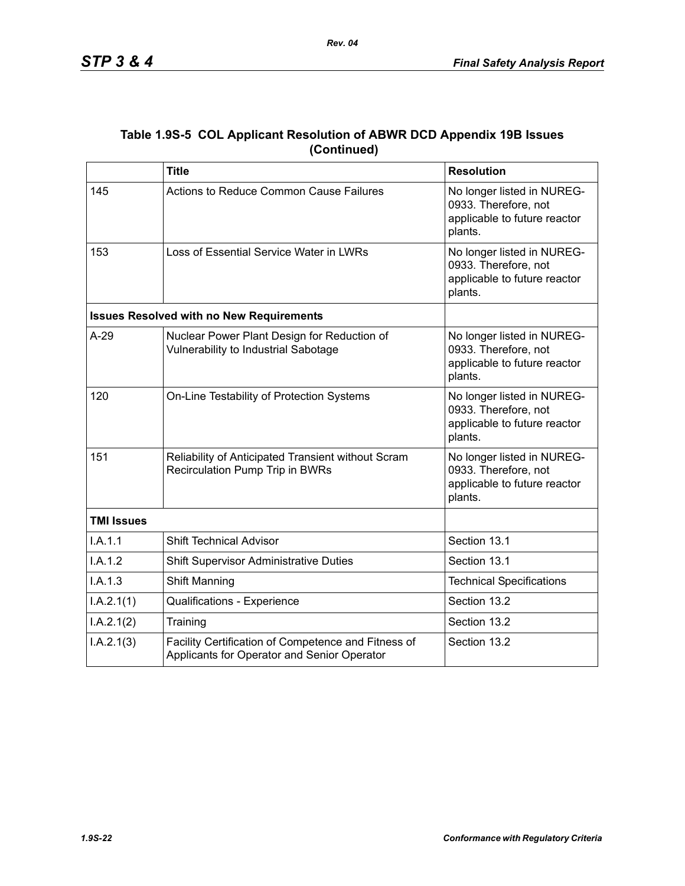**Table 1.9S-5 COL Applicant Resolution of ABWR DCD Appendix 19B Issues (Continued)**

| | Title | Resolution |
|---|---|---|
| 145 | Actions to Reduce Common Cause Failures | No longer listed in NUREG-0933. Therefore, not applicable to future reactor plants. |
| 153 | Loss of Essential Service Water in LWRs | No longer listed in NUREG-0933. Therefore, not applicable to future reactor plants. |
| **Issues Resolved with no New Requirements** | | |
| A-29 | Nuclear Power Plant Design for Reduction of Vulnerability to Industrial Sabotage | No longer listed in NUREG-0933. Therefore, not applicable to future reactor plants. |
| 120 | On-Line Testability of Protection Systems | No longer listed in NUREG-0933. Therefore, not applicable to future reactor plants. |
| 151 | Reliability of Anticipated Transient without Scram Recirculation Pump Trip in BWRs | No longer listed in NUREG-0933. Therefore, not applicable to future reactor plants. |
| **TMI Issues** | | |
| I.A.1.1 | Shift Technical Advisor | Section 13.1 |
| I.A.1.2 | Shift Supervisor Administrative Duties | Section 13.1 |
| I.A.1.3 | Shift Manning | Technical Specifications |
| I.A.2.1(1) | Qualifications - Experience | Section 13.2 |
| I.A.2.1(2) | Training | Section 13.2 |
| I.A.2.1(3) | Facility Certification of Competence and Fitness of Applicants for Operator and Senior Operator | Section 13.2 |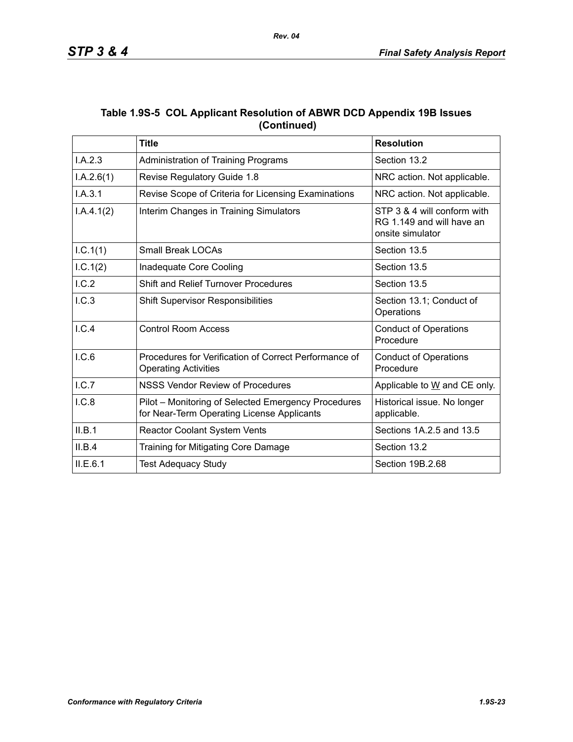**Table 1.9S-5 COL Applicant Resolution of ABWR DCD Appendix 19B Issues (Continued)**

| | Title | Resolution |
|---|---|---|
| I.A.2.3 | Administration of Training Programs | Section 13.2 |
| I.A.2.6(1) | Revise Regulatory Guide 1.8 | NRC action. Not applicable. |
| I.A.3.1 | Revise Scope of Criteria for Licensing Examinations | NRC action. Not applicable. |
| I.A.4.1(2) | Interim Changes in Training Simulators | STP 3 & 4 will conform with RG 1.149 and will have an onsite simulator |
| I.C.1(1) | Small Break LOCAs | Section 13.5 |
| I.C.1(2) | Inadequate Core Cooling | Section 13.5 |
| I.C.2 | Shift and Relief Turnover Procedures | Section 13.5 |
| I.C.3 | Shift Supervisor Responsibilities | Section 13.1; Conduct of Operations |
| I.C.4 | Control Room Access | Conduct of Operations Procedure |
| I.C.6 | Procedures for Verification of Correct Performance of Operating Activities | Conduct of Operations Procedure |
| I.C.7 | NSSS Vendor Review of Procedures | Applicable to W and CE only. |
| I.C.8 | Pilot – Monitoring of Selected Emergency Procedures for Near-Term Operating License Applicants | Historical issue. No longer applicable. |
| II.B.1 | Reactor Coolant System Vents | Sections 1A.2.5 and 13.5 |
| II.B.4 | Training for Mitigating Core Damage | Section 13.2 |
| II.E.6.1 | Test Adequacy Study | Section 19B.2.68 |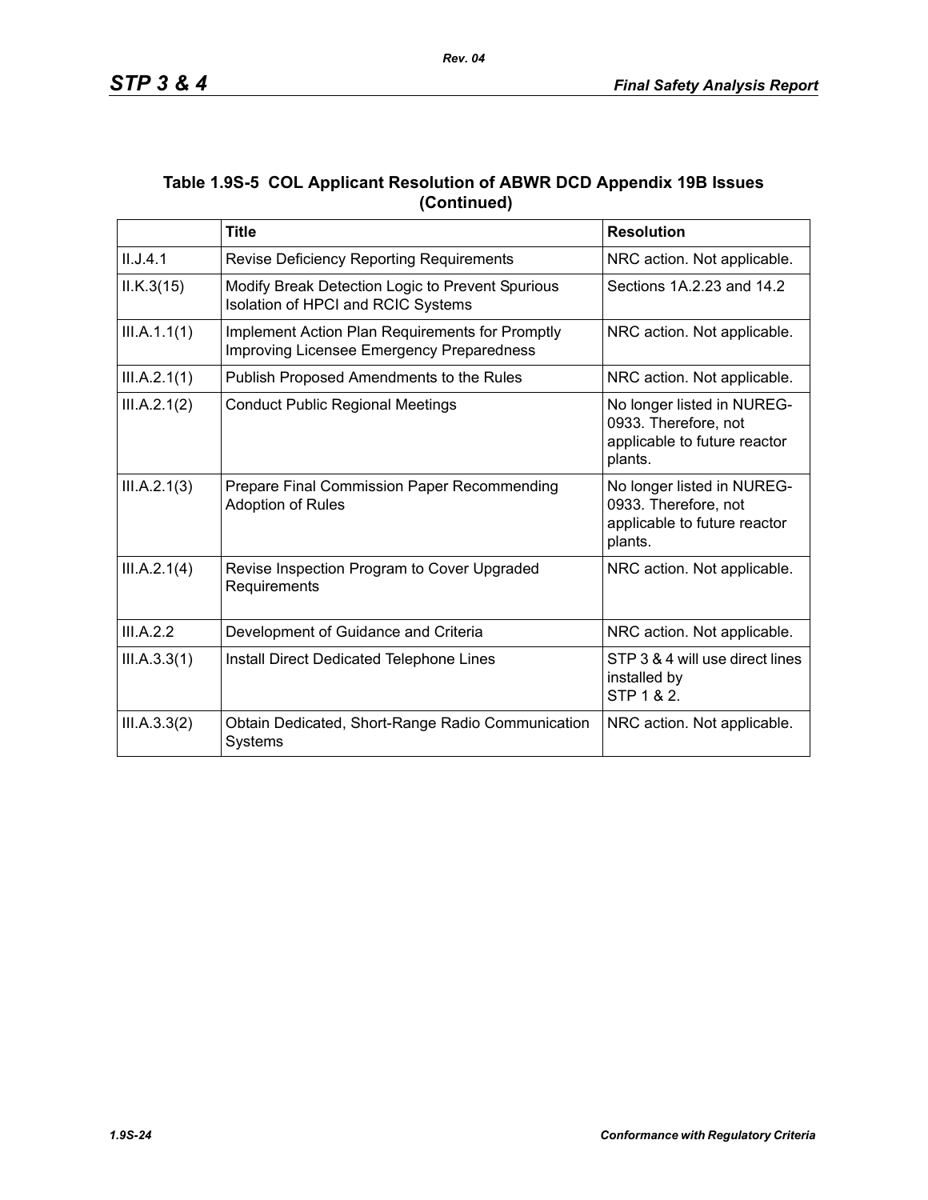**Table 1.9S-5 COL Applicant Resolution of ABWR DCD Appendix 19B Issues (Continued)**

| | Title | Resolution |
|---|---|---|
| II.J.4.1 | Revise Deficiency Reporting Requirements | NRC action. Not applicable. |
| II.K.3(15) | Modify Break Detection Logic to Prevent Spurious Isolation of HPCI and RCIC Systems | Sections 1A.2.23 and 14.2 |
| III.A.1.1(1) | Implement Action Plan Requirements for Promptly Improving Licensee Emergency Preparedness | NRC action. Not applicable. |
| III.A.2.1(1) | Publish Proposed Amendments to the Rules | NRC action. Not applicable. |
| III.A.2.1(2) | Conduct Public Regional Meetings | No longer listed in NUREG-0933. Therefore, not applicable to future reactor plants. |
| III.A.2.1(3) | Prepare Final Commission Paper Recommending Adoption of Rules | No longer listed in NUREG-0933. Therefore, not applicable to future reactor plants. |
| III.A.2.1(4) | Revise Inspection Program to Cover Upgraded Requirements | NRC action. Not applicable. |
| III.A.2.2 | Development of Guidance and Criteria | NRC action. Not applicable. |
| III.A.3.3(1) | Install Direct Dedicated Telephone Lines | STP 3 & 4 will use direct lines installed by STP 1 & 2. |
| III.A.3.3(2) | Obtain Dedicated, Short-Range Radio Communication Systems | NRC action. Not applicable. |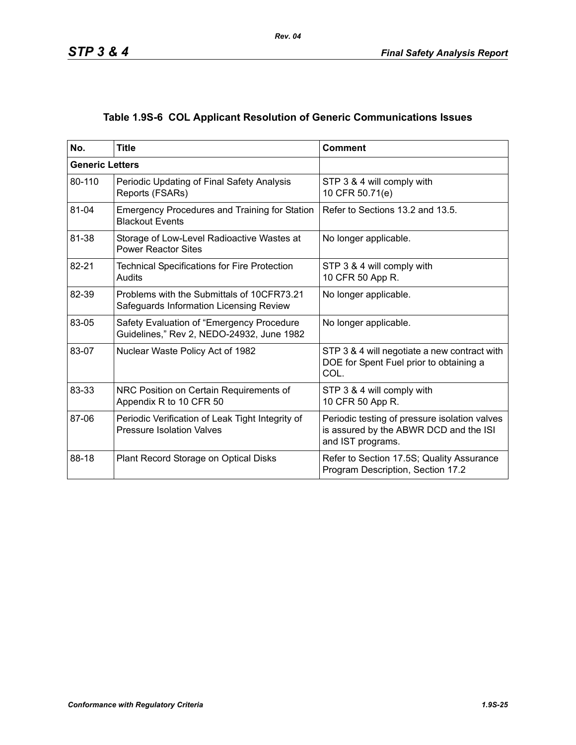## Table 1.9S-6 COL Applicant Resolution of Generic Communications Issues

| No. | Title | Comment |
|---|---|---|
| **Generic Letters** | | |
| 80-110 | Periodic Updating of Final Safety Analysis Reports (FSARs) | STP 3 & 4 will comply with 10 CFR 50.71(e) |
| 81-04 | Emergency Procedures and Training for Station Blackout Events | Refer to Sections 13.2 and 13.5. |
| 81-38 | Storage of Low-Level Radioactive Wastes at Power Reactor Sites | No longer applicable. |
| 82-21 | Technical Specifications for Fire Protection Audits | STP 3 & 4 will comply with 10 CFR 50 App R. |
| 82-39 | Problems with the Submittals of 10CFR73.21 Safeguards Information Licensing Review | No longer applicable. |
| 83-05 | Safety Evaluation of "Emergency Procedure Guidelines," Rev 2, NEDO-24932, June 1982 | No longer applicable. |
| 83-07 | Nuclear Waste Policy Act of 1982 | STP 3 & 4 will negotiate a new contract with DOE for Spent Fuel prior to obtaining a COL. |
| 83-33 | NRC Position on Certain Requirements of Appendix R to 10 CFR 50 | STP 3 & 4 will comply with 10 CFR 50 App R. |
| 87-06 | Periodic Verification of Leak Tight Integrity of Pressure Isolation Valves | Periodic testing of pressure isolation valves is assured by the ABWR DCD and the ISI and IST programs. |
| 88-18 | Plant Record Storage on Optical Disks | Refer to Section 17.5S; Quality Assurance Program Description, Section 17.2 |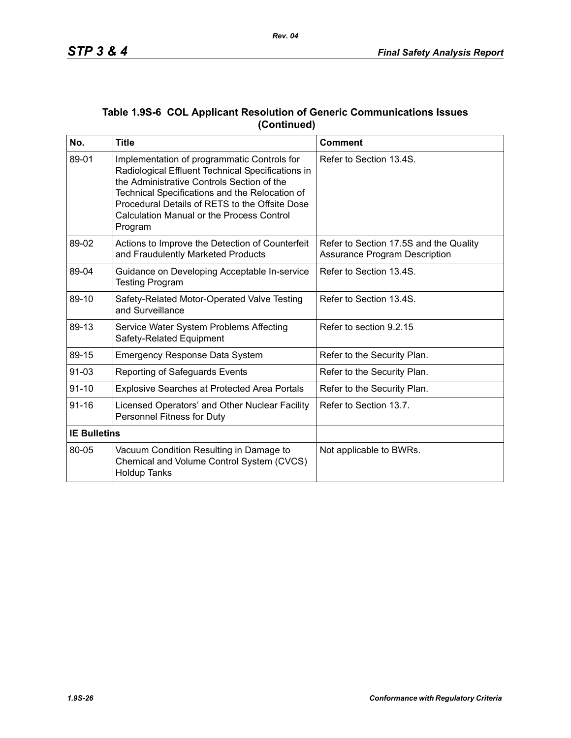**Table 1.9S-6 COL Applicant Resolution of Generic Communications Issues (Continued)**

| No. | Title | Comment |
|---|---|---|
| 89-01 | Implementation of programmatic Controls for Radiological Effluent Technical Specifications in the Administrative Controls Section of the Technical Specifications and the Relocation of Procedural Details of RETS to the Offsite Dose Calculation Manual or the Process Control Program | Refer to Section 13.4S. |
| 89-02 | Actions to Improve the Detection of Counterfeit and Fraudulently Marketed Products | Refer to Section 17.5S and the Quality Assurance Program Description |
| 89-04 | Guidance on Developing Acceptable In-service Testing Program | Refer to Section 13.4S. |
| 89-10 | Safety-Related Motor-Operated Valve Testing and Surveillance | Refer to Section 13.4S. |
| 89-13 | Service Water System Problems Affecting Safety-Related Equipment | Refer to section 9.2.15 |
| 89-15 | Emergency Response Data System | Refer to the Security Plan. |
| 91-03 | Reporting of Safeguards Events | Refer to the Security Plan. |
| 91-10 | Explosive Searches at Protected Area Portals | Refer to the Security Plan. |
| 91-16 | Licensed Operators' and Other Nuclear Facility Personnel Fitness for Duty | Refer to Section 13.7. |
| **IE Bulletins** | | |
| 80-05 | Vacuum Condition Resulting in Damage to Chemical and Volume Control System (CVCS) Holdup Tanks | Not applicable to BWRs. |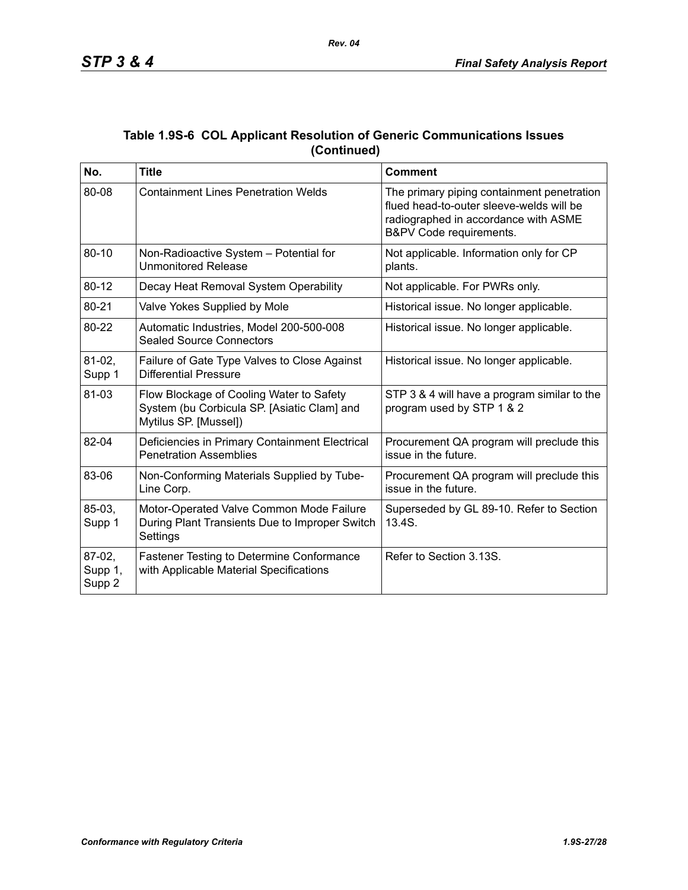### Table 1.9S-6 COL Applicant Resolution of Generic Communications Issues (Continued)

| No. | Title | Comment |
|---|---|---|
| 80-08 | Containment Lines Penetration Welds | The primary piping containment penetration flued head-to-outer sleeve-welds will be radiographed in accordance with ASME B&PV Code requirements. |
| 80-10 | Non-Radioactive System – Potential for Unmonitored Release | Not applicable. Information only for CP plants. |
| 80-12 | Decay Heat Removal System Operability | Not applicable. For PWRs only. |
| 80-21 | Valve Yokes Supplied by Mole | Historical issue. No longer applicable. |
| 80-22 | Automatic Industries, Model 200-500-008 Sealed Source Connectors | Historical issue. No longer applicable. |
| 81-02, Supp 1 | Failure of Gate Type Valves to Close Against Differential Pressure | Historical issue. No longer applicable. |
| 81-03 | Flow Blockage of Cooling Water to Safety System (bu Corbicula SP. [Asiatic Clam] and Mytilus SP. [Mussel]) | STP 3 & 4 will have a program similar to the program used by STP 1 & 2 |
| 82-04 | Deficiencies in Primary Containment Electrical Penetration Assemblies | Procurement QA program will preclude this issue in the future. |
| 83-06 | Non-Conforming Materials Supplied by Tube-Line Corp. | Procurement QA program will preclude this issue in the future. |
| 85-03, Supp 1 | Motor-Operated Valve Common Mode Failure During Plant Transients Due to Improper Switch Settings | Superseded by GL 89-10. Refer to Section 13.4S. |
| 87-02, Supp 1, Supp 2 | Fastener Testing to Determine Conformance with Applicable Material Specifications | Refer to Section 3.13S. |